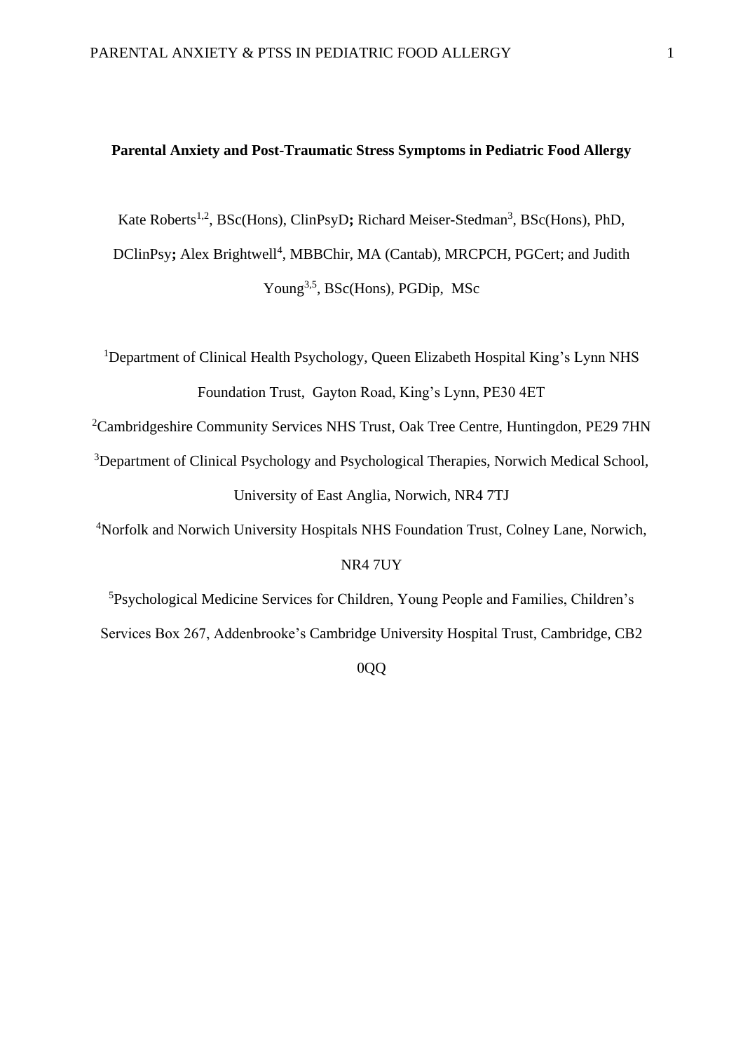**Parental Anxiety and Post-Traumatic Stress Symptoms in Pediatric Food Allergy**

Kate Roberts[1,2], BSc(Hons), ClinPsyD**;** Richard Meiser-Stedman[3], BSc(Hons), PhD, DClinPsy**;** Alex Brightwell[4], MBBChir, MA (Cantab), MRCPCH, PGCert; and Judith Young[3,5], BSc(Hons), PGDip, MSc

[1]Department of Clinical Health Psychology, Queen Elizabeth Hospital King's Lynn NHS Foundation Trust, Gayton Road, King's Lynn, PE30 4ET

[2]Cambridgeshire Community Services NHS Trust, Oak Tree Centre, Huntingdon, PE29 7HN

[3]Department of Clinical Psychology and Psychological Therapies, Norwich Medical School, University of East Anglia, Norwich, NR4 7TJ

[4]Norfolk and Norwich University Hospitals NHS Foundation Trust, Colney Lane, Norwich, NR4 7UY

[5]Psychological Medicine Services for Children, Young People and Families, Children's Services Box 267, Addenbrooke's Cambridge University Hospital Trust, Cambridge, CB2 0QQ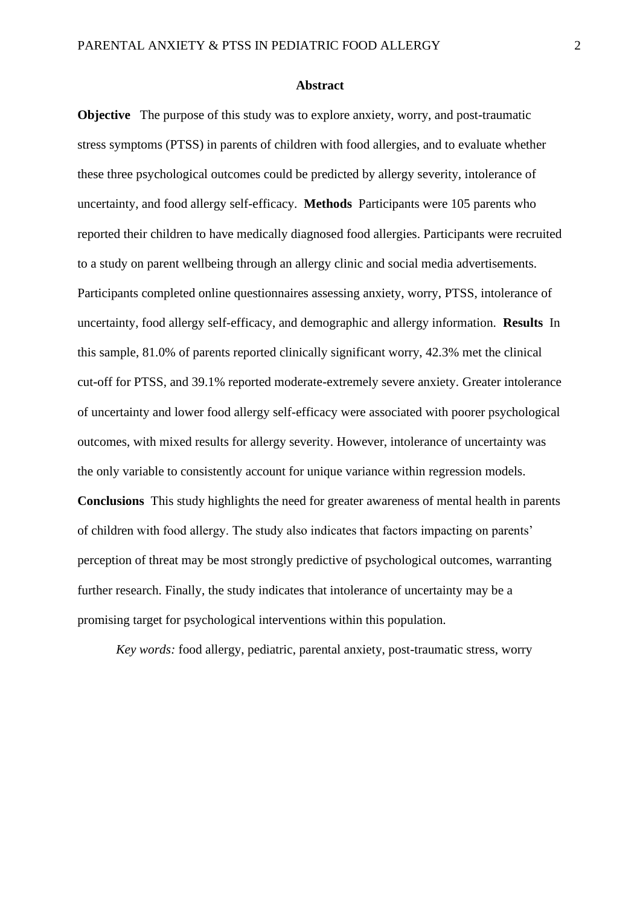## Abstract

**Objective** The purpose of this study was to explore anxiety, worry, and post-traumatic stress symptoms (PTSS) in parents of children with food allergies, and to evaluate whether these three psychological outcomes could be predicted by allergy severity, intolerance of uncertainty, and food allergy self-efficacy. **Methods** Participants were 105 parents who reported their children to have medically diagnosed food allergies. Participants were recruited to a study on parent wellbeing through an allergy clinic and social media advertisements. Participants completed online questionnaires assessing anxiety, worry, PTSS, intolerance of uncertainty, food allergy self-efficacy, and demographic and allergy information. **Results** In this sample, 81.0% of parents reported clinically significant worry, 42.3% met the clinical cut-off for PTSS, and 39.1% reported moderate-extremely severe anxiety. Greater intolerance of uncertainty and lower food allergy self-efficacy were associated with poorer psychological outcomes, with mixed results for allergy severity. However, intolerance of uncertainty was the only variable to consistently account for unique variance within regression models. **Conclusions** This study highlights the need for greater awareness of mental health in parents of children with food allergy. The study also indicates that factors impacting on parents' perception of threat may be most strongly predictive of psychological outcomes, warranting further research. Finally, the study indicates that intolerance of uncertainty may be a promising target for psychological interventions within this population.

*Key words:* food allergy, pediatric, parental anxiety, post-traumatic stress, worry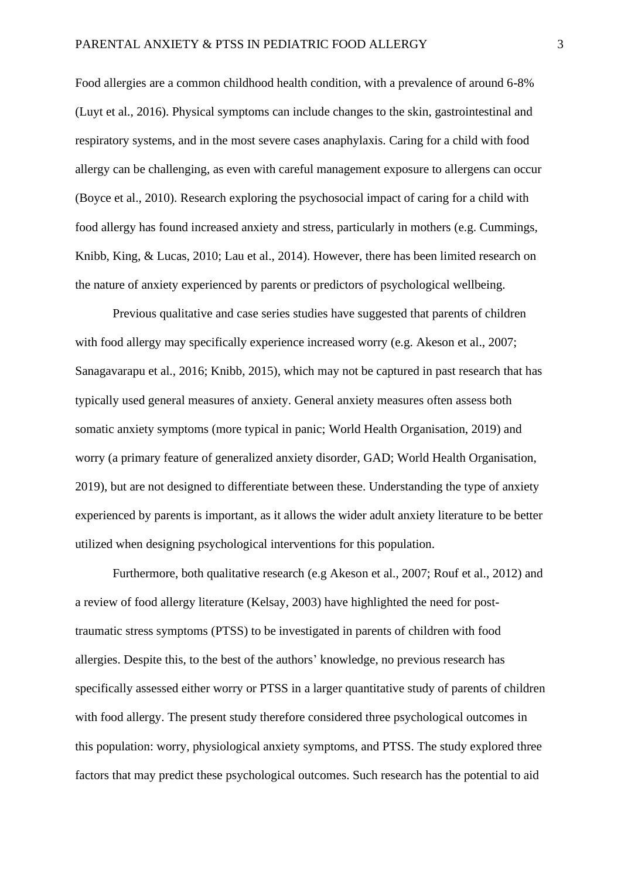Food allergies are a common childhood health condition, with a prevalence of around 6-8% (Luyt et al., 2016). Physical symptoms can include changes to the skin, gastrointestinal and respiratory systems, and in the most severe cases anaphylaxis. Caring for a child with food allergy can be challenging, as even with careful management exposure to allergens can occur (Boyce et al., 2010). Research exploring the psychosocial impact of caring for a child with food allergy has found increased anxiety and stress, particularly in mothers (e.g. Cummings, Knibb, King, & Lucas, 2010; Lau et al., 2014). However, there has been limited research on the nature of anxiety experienced by parents or predictors of psychological wellbeing.

Previous qualitative and case series studies have suggested that parents of children with food allergy may specifically experience increased worry (e.g. Akeson et al., 2007; Sanagavarapu et al., 2016; Knibb, 2015), which may not be captured in past research that has typically used general measures of anxiety. General anxiety measures often assess both somatic anxiety symptoms (more typical in panic; World Health Organisation, 2019) and worry (a primary feature of generalized anxiety disorder, GAD; World Health Organisation, 2019), but are not designed to differentiate between these. Understanding the type of anxiety experienced by parents is important, as it allows the wider adult anxiety literature to be better utilized when designing psychological interventions for this population.

Furthermore, both qualitative research (e.g Akeson et al., 2007; Rouf et al., 2012) and a review of food allergy literature (Kelsay, 2003) have highlighted the need for post-traumatic stress symptoms (PTSS) to be investigated in parents of children with food allergies. Despite this, to the best of the authors' knowledge, no previous research has specifically assessed either worry or PTSS in a larger quantitative study of parents of children with food allergy. The present study therefore considered three psychological outcomes in this population: worry, physiological anxiety symptoms, and PTSS. The study explored three factors that may predict these psychological outcomes. Such research has the potential to aid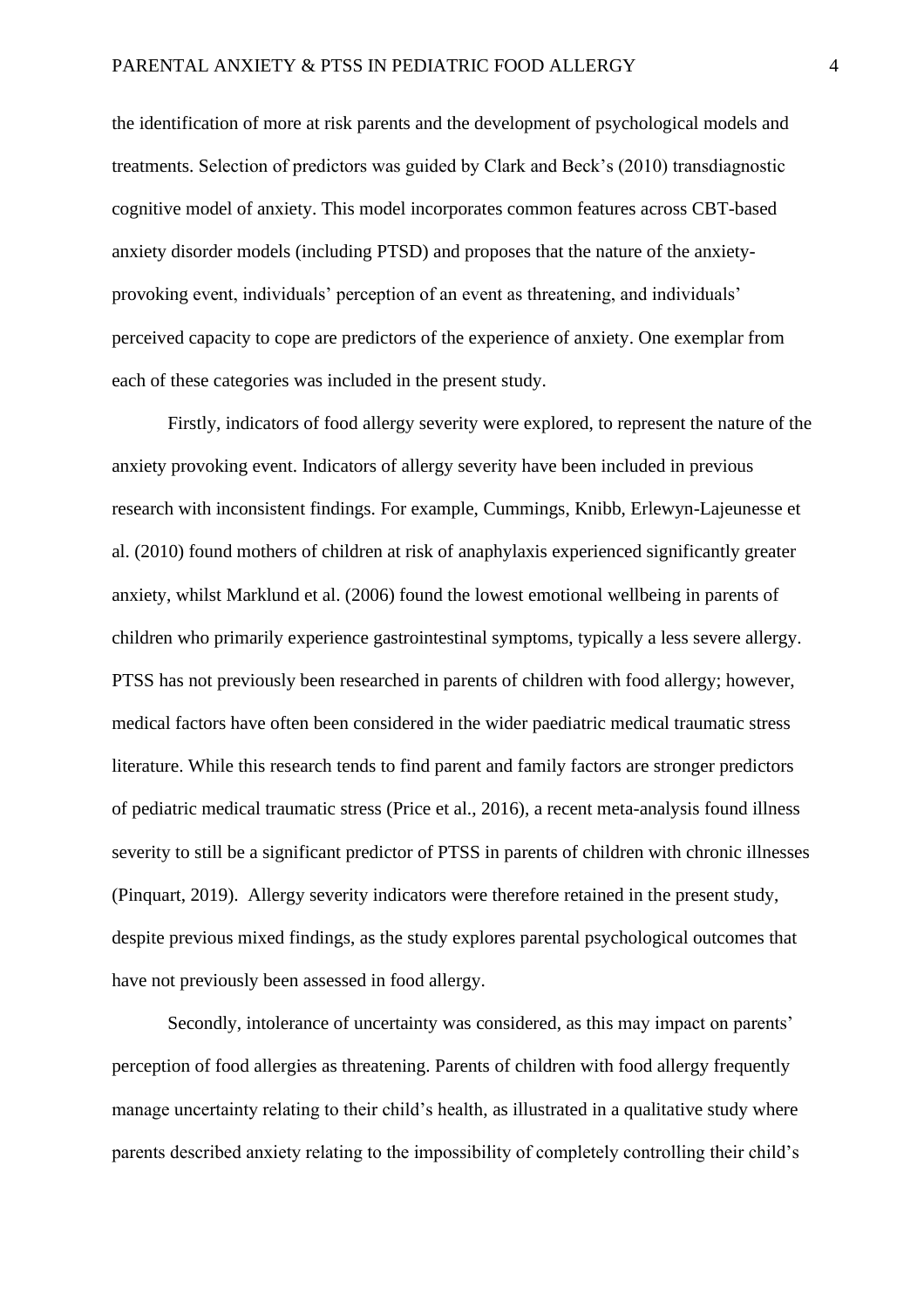the identification of more at risk parents and the development of psychological models and treatments. Selection of predictors was guided by Clark and Beck's (2010) transdiagnostic cognitive model of anxiety. This model incorporates common features across CBT-based anxiety disorder models (including PTSD) and proposes that the nature of the anxiety-provoking event, individuals' perception of an event as threatening, and individuals' perceived capacity to cope are predictors of the experience of anxiety. One exemplar from each of these categories was included in the present study.

Firstly, indicators of food allergy severity were explored, to represent the nature of the anxiety provoking event. Indicators of allergy severity have been included in previous research with inconsistent findings. For example, Cummings, Knibb, Erlewyn-Lajeunesse et al. (2010) found mothers of children at risk of anaphylaxis experienced significantly greater anxiety, whilst Marklund et al. (2006) found the lowest emotional wellbeing in parents of children who primarily experience gastrointestinal symptoms, typically a less severe allergy. PTSS has not previously been researched in parents of children with food allergy; however, medical factors have often been considered in the wider paediatric medical traumatic stress literature. While this research tends to find parent and family factors are stronger predictors of pediatric medical traumatic stress (Price et al., 2016), a recent meta-analysis found illness severity to still be a significant predictor of PTSS in parents of children with chronic illnesses (Pinquart, 2019). Allergy severity indicators were therefore retained in the present study, despite previous mixed findings, as the study explores parental psychological outcomes that have not previously been assessed in food allergy.

Secondly, intolerance of uncertainty was considered, as this may impact on parents' perception of food allergies as threatening. Parents of children with food allergy frequently manage uncertainty relating to their child's health, as illustrated in a qualitative study where parents described anxiety relating to the impossibility of completely controlling their child's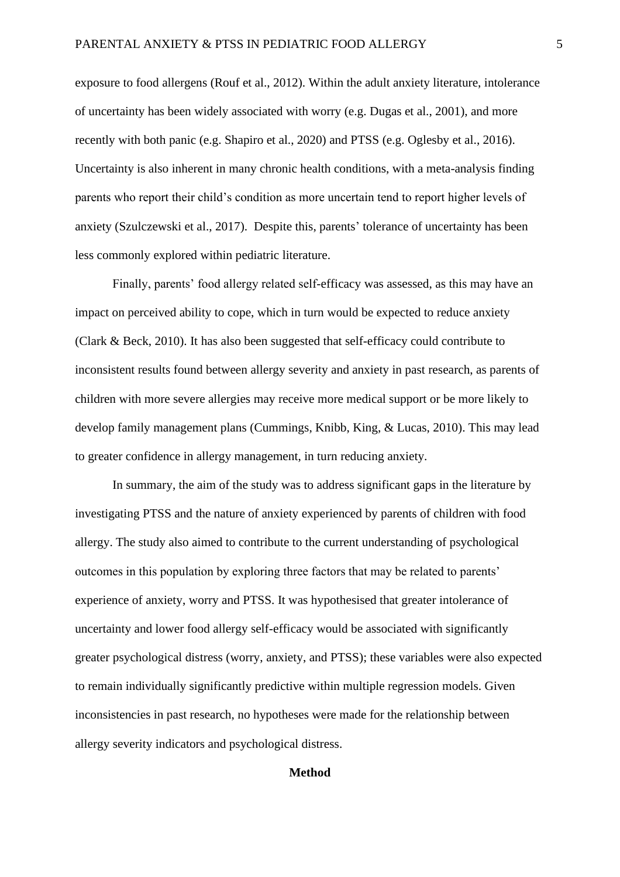exposure to food allergens (Rouf et al., 2012). Within the adult anxiety literature, intolerance of uncertainty has been widely associated with worry (e.g. Dugas et al., 2001), and more recently with both panic (e.g. Shapiro et al., 2020) and PTSS (e.g. Oglesby et al., 2016). Uncertainty is also inherent in many chronic health conditions, with a meta-analysis finding parents who report their child's condition as more uncertain tend to report higher levels of anxiety (Szulczewski et al., 2017). Despite this, parents' tolerance of uncertainty has been less commonly explored within pediatric literature.

Finally, parents' food allergy related self-efficacy was assessed, as this may have an impact on perceived ability to cope, which in turn would be expected to reduce anxiety (Clark & Beck, 2010). It has also been suggested that self-efficacy could contribute to inconsistent results found between allergy severity and anxiety in past research, as parents of children with more severe allergies may receive more medical support or be more likely to develop family management plans (Cummings, Knibb, King, & Lucas, 2010). This may lead to greater confidence in allergy management, in turn reducing anxiety.

In summary, the aim of the study was to address significant gaps in the literature by investigating PTSS and the nature of anxiety experienced by parents of children with food allergy. The study also aimed to contribute to the current understanding of psychological outcomes in this population by exploring three factors that may be related to parents' experience of anxiety, worry and PTSS. It was hypothesised that greater intolerance of uncertainty and lower food allergy self-efficacy would be associated with significantly greater psychological distress (worry, anxiety, and PTSS); these variables were also expected to remain individually significantly predictive within multiple regression models. Given inconsistencies in past research, no hypotheses were made for the relationship between allergy severity indicators and psychological distress.

## Method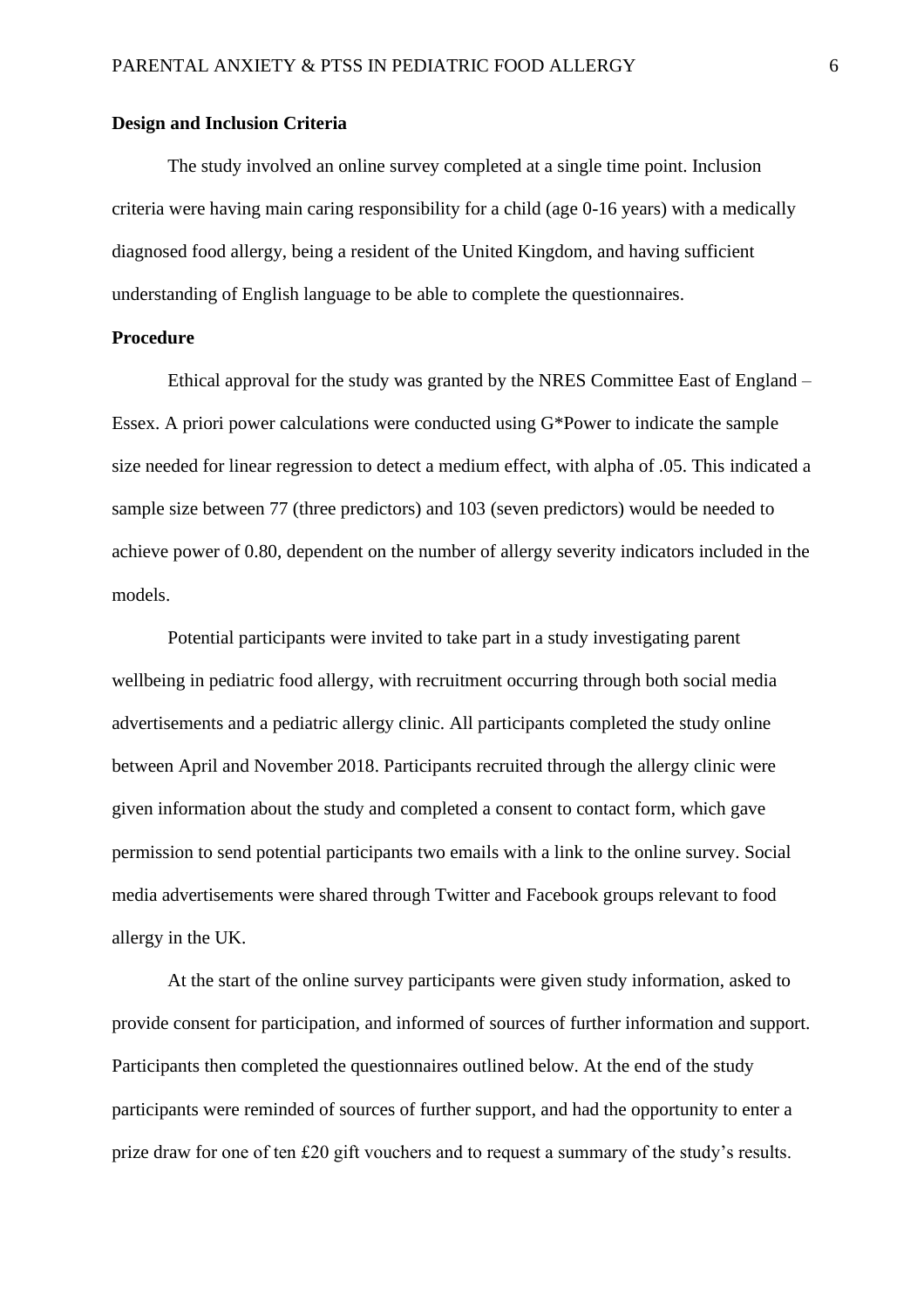**Design and Inclusion Criteria**

The study involved an online survey completed at a single time point. Inclusion criteria were having main caring responsibility for a child (age 0-16 years) with a medically diagnosed food allergy, being a resident of the United Kingdom, and having sufficient understanding of English language to be able to complete the questionnaires.

**Procedure**

Ethical approval for the study was granted by the NRES Committee East of England – Essex. A priori power calculations were conducted using G*Power to indicate the sample size needed for linear regression to detect a medium effect, with alpha of .05. This indicated a sample size between 77 (three predictors) and 103 (seven predictors) would be needed to achieve power of 0.80, dependent on the number of allergy severity indicators included in the models.

Potential participants were invited to take part in a study investigating parent wellbeing in pediatric food allergy, with recruitment occurring through both social media advertisements and a pediatric allergy clinic. All participants completed the study online between April and November 2018. Participants recruited through the allergy clinic were given information about the study and completed a consent to contact form, which gave permission to send potential participants two emails with a link to the online survey. Social media advertisements were shared through Twitter and Facebook groups relevant to food allergy in the UK.

At the start of the online survey participants were given study information, asked to provide consent for participation, and informed of sources of further information and support. Participants then completed the questionnaires outlined below. At the end of the study participants were reminded of sources of further support, and had the opportunity to enter a prize draw for one of ten £20 gift vouchers and to request a summary of the study's results.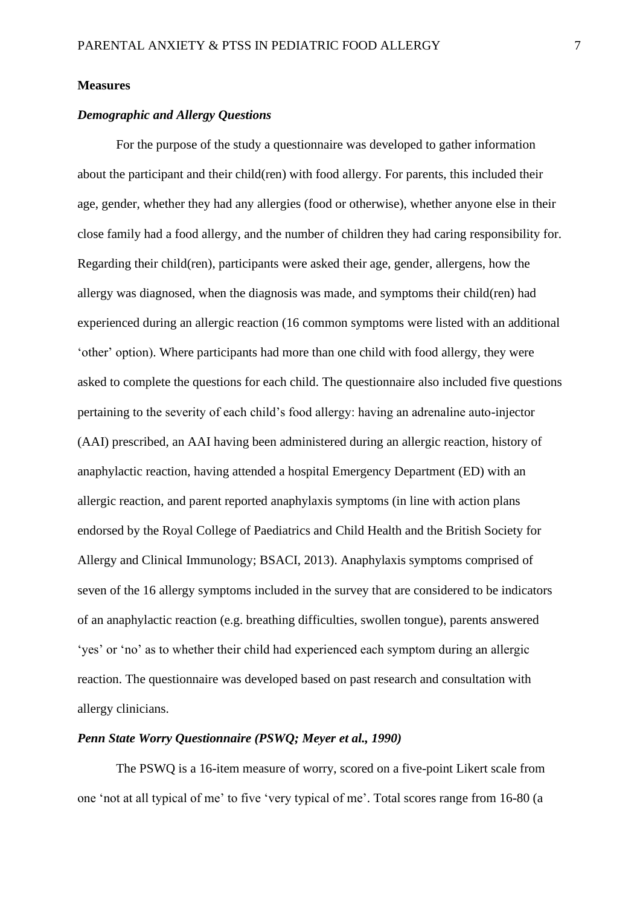**Measures**

***Demographic and Allergy Questions***

For the purpose of the study a questionnaire was developed to gather information about the participant and their child(ren) with food allergy. For parents, this included their age, gender, whether they had any allergies (food or otherwise), whether anyone else in their close family had a food allergy, and the number of children they had caring responsibility for. Regarding their child(ren), participants were asked their age, gender, allergens, how the allergy was diagnosed, when the diagnosis was made, and symptoms their child(ren) had experienced during an allergic reaction (16 common symptoms were listed with an additional 'other' option). Where participants had more than one child with food allergy, they were asked to complete the questions for each child. The questionnaire also included five questions pertaining to the severity of each child's food allergy: having an adrenaline auto-injector (AAI) prescribed, an AAI having been administered during an allergic reaction, history of anaphylactic reaction, having attended a hospital Emergency Department (ED) with an allergic reaction, and parent reported anaphylaxis symptoms (in line with action plans endorsed by the Royal College of Paediatrics and Child Health and the British Society for Allergy and Clinical Immunology; BSACI, 2013). Anaphylaxis symptoms comprised of seven of the 16 allergy symptoms included in the survey that are considered to be indicators of an anaphylactic reaction (e.g. breathing difficulties, swollen tongue), parents answered 'yes' or 'no' as to whether their child had experienced each symptom during an allergic reaction. The questionnaire was developed based on past research and consultation with allergy clinicians.

***Penn State Worry Questionnaire (PSWQ; Meyer et al., 1990)***

The PSWQ is a 16-item measure of worry, scored on a five-point Likert scale from one 'not at all typical of me' to five 'very typical of me'. Total scores range from 16-80 (a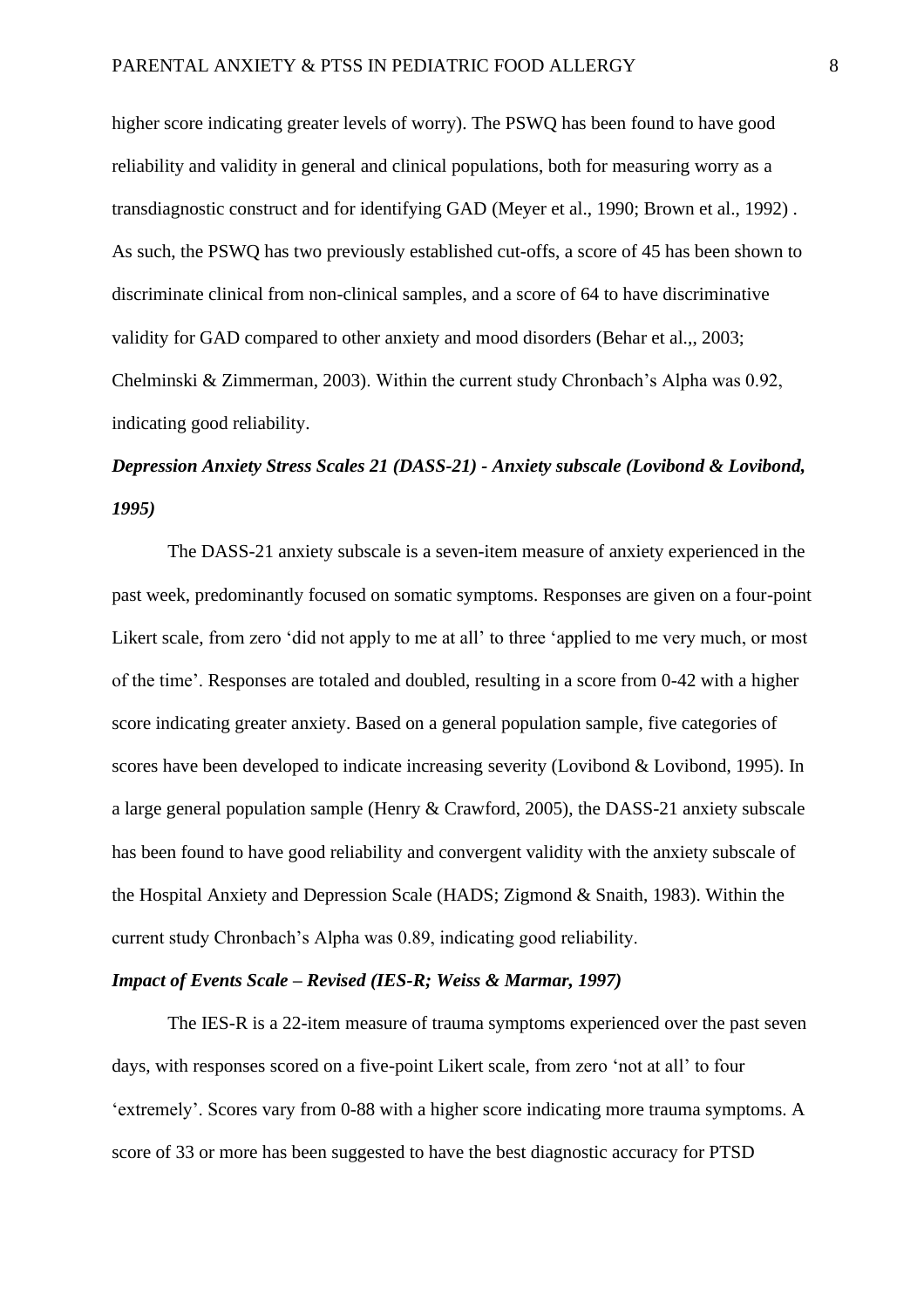higher score indicating greater levels of worry). The PSWQ has been found to have good reliability and validity in general and clinical populations, both for measuring worry as a transdiagnostic construct and for identifying GAD (Meyer et al., 1990; Brown et al., 1992) . As such, the PSWQ has two previously established cut-offs, a score of 45 has been shown to discriminate clinical from non-clinical samples, and a score of 64 to have discriminative validity for GAD compared to other anxiety and mood disorders (Behar et al.,, 2003; Chelminski & Zimmerman, 2003). Within the current study Chronbach's Alpha was 0.92, indicating good reliability.

***Depression Anxiety Stress Scales 21 (DASS-21) - Anxiety subscale (Lovibond & Lovibond, 1995)***

The DASS-21 anxiety subscale is a seven-item measure of anxiety experienced in the past week, predominantly focused on somatic symptoms. Responses are given on a four-point Likert scale, from zero 'did not apply to me at all' to three 'applied to me very much, or most of the time'. Responses are totaled and doubled, resulting in a score from 0-42 with a higher score indicating greater anxiety. Based on a general population sample, five categories of scores have been developed to indicate increasing severity (Lovibond & Lovibond, 1995). In a large general population sample (Henry & Crawford, 2005), the DASS-21 anxiety subscale has been found to have good reliability and convergent validity with the anxiety subscale of the Hospital Anxiety and Depression Scale (HADS; Zigmond & Snaith, 1983). Within the current study Chronbach's Alpha was 0.89, indicating good reliability.

***Impact of Events Scale – Revised (IES-R; Weiss & Marmar, 1997)***

The IES-R is a 22-item measure of trauma symptoms experienced over the past seven days, with responses scored on a five-point Likert scale, from zero 'not at all' to four 'extremely'. Scores vary from 0-88 with a higher score indicating more trauma symptoms. A score of 33 or more has been suggested to have the best diagnostic accuracy for PTSD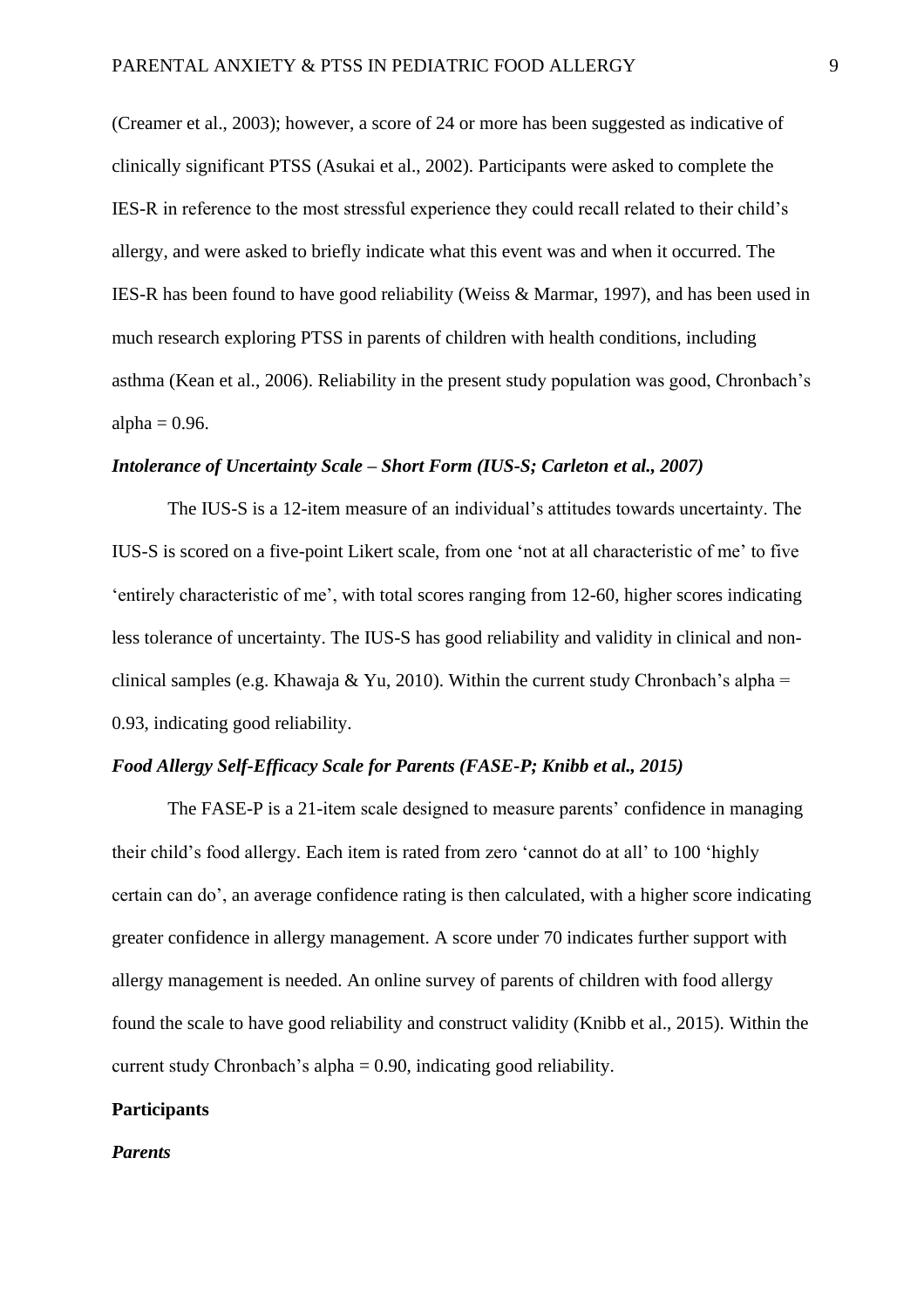(Creamer et al., 2003); however, a score of 24 or more has been suggested as indicative of clinically significant PTSS (Asukai et al., 2002). Participants were asked to complete the IES-R in reference to the most stressful experience they could recall related to their child's allergy, and were asked to briefly indicate what this event was and when it occurred. The IES-R has been found to have good reliability (Weiss & Marmar, 1997), and has been used in much research exploring PTSS in parents of children with health conditions, including asthma (Kean et al., 2006). Reliability in the present study population was good, Chronbach's alpha = 0.96.

### *Intolerance of Uncertainty Scale – Short Form (IUS-S; Carleton et al., 2007)*

The IUS-S is a 12-item measure of an individual's attitudes towards uncertainty. The IUS-S is scored on a five-point Likert scale, from one 'not at all characteristic of me' to five 'entirely characteristic of me', with total scores ranging from 12-60, higher scores indicating less tolerance of uncertainty. The IUS-S has good reliability and validity in clinical and non-clinical samples (e.g. Khawaja & Yu, 2010). Within the current study Chronbach's alpha = 0.93, indicating good reliability.

### *Food Allergy Self-Efficacy Scale for Parents (FASE-P; Knibb et al., 2015)*

The FASE-P is a 21-item scale designed to measure parents' confidence in managing their child's food allergy. Each item is rated from zero 'cannot do at all' to 100 'highly certain can do', an average confidence rating is then calculated, with a higher score indicating greater confidence in allergy management. A score under 70 indicates further support with allergy management is needed. An online survey of parents of children with food allergy found the scale to have good reliability and construct validity (Knibb et al., 2015). Within the current study Chronbach's alpha = 0.90, indicating good reliability.

## Participants

### *Parents*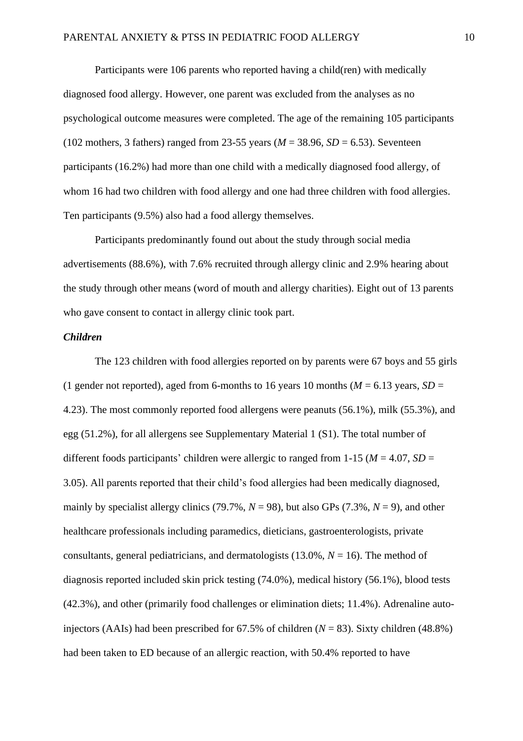Participants were 106 parents who reported having a child(ren) with medically diagnosed food allergy. However, one parent was excluded from the analyses as no psychological outcome measures were completed. The age of the remaining 105 participants (102 mothers, 3 fathers) ranged from 23-55 years ($M$ = 38.96, $SD$ = 6.53). Seventeen participants (16.2%) had more than one child with a medically diagnosed food allergy, of whom 16 had two children with food allergy and one had three children with food allergies. Ten participants (9.5%) also had a food allergy themselves.

Participants predominantly found out about the study through social media advertisements (88.6%), with 7.6% recruited through allergy clinic and 2.9% hearing about the study through other means (word of mouth and allergy charities). Eight out of 13 parents who gave consent to contact in allergy clinic took part.

***Children***

The 123 children with food allergies reported on by parents were 67 boys and 55 girls (1 gender not reported), aged from 6-months to 16 years 10 months ($M$ = 6.13 years, $SD$ = 4.23). The most commonly reported food allergens were peanuts (56.1%), milk (55.3%), and egg (51.2%), for all allergens see Supplementary Material 1 (S1). The total number of different foods participants' children were allergic to ranged from 1-15 ($M$ = 4.07, $SD$ = 3.05). All parents reported that their child's food allergies had been medically diagnosed, mainly by specialist allergy clinics (79.7%, $N$ = 98), but also GPs (7.3%, $N$ = 9), and other healthcare professionals including paramedics, dieticians, gastroenterologists, private consultants, general pediatricians, and dermatologists (13.0%, $N$ = 16). The method of diagnosis reported included skin prick testing (74.0%), medical history (56.1%), blood tests (42.3%), and other (primarily food challenges or elimination diets; 11.4%). Adrenaline auto-injectors (AAIs) had been prescribed for 67.5% of children ($N$ = 83). Sixty children (48.8%) had been taken to ED because of an allergic reaction, with 50.4% reported to have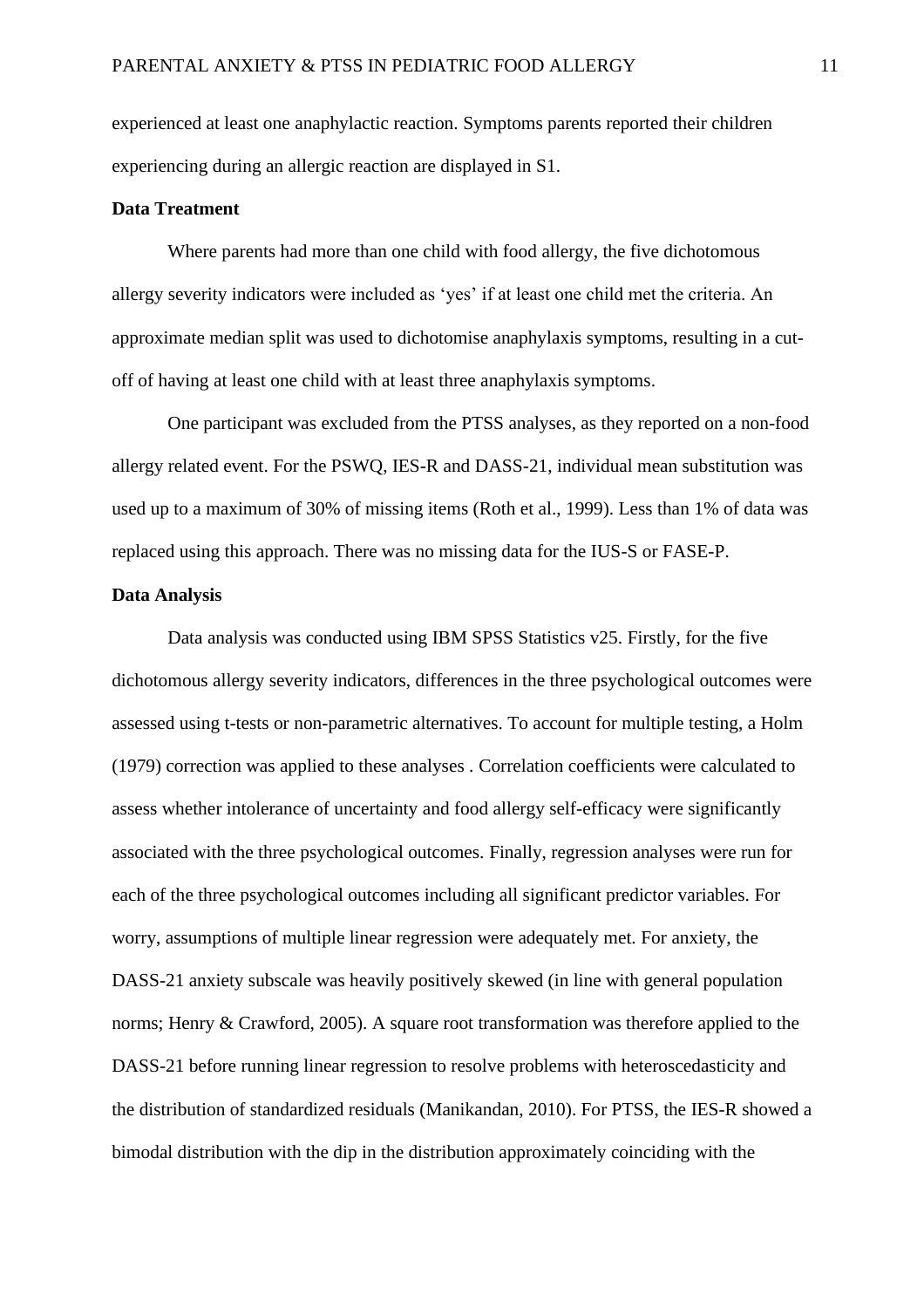experienced at least one anaphylactic reaction. Symptoms parents reported their children experiencing during an allergic reaction are displayed in S1.

**Data Treatment**

Where parents had more than one child with food allergy, the five dichotomous allergy severity indicators were included as 'yes' if at least one child met the criteria. An approximate median split was used to dichotomise anaphylaxis symptoms, resulting in a cut-off of having at least one child with at least three anaphylaxis symptoms.

One participant was excluded from the PTSS analyses, as they reported on a non-food allergy related event. For the PSWQ, IES-R and DASS-21, individual mean substitution was used up to a maximum of 30% of missing items (Roth et al., 1999). Less than 1% of data was replaced using this approach. There was no missing data for the IUS-S or FASE-P.

**Data Analysis**

Data analysis was conducted using IBM SPSS Statistics v25. Firstly, for the five dichotomous allergy severity indicators, differences in the three psychological outcomes were assessed using t-tests or non-parametric alternatives. To account for multiple testing, a Holm (1979) correction was applied to these analyses . Correlation coefficients were calculated to assess whether intolerance of uncertainty and food allergy self-efficacy were significantly associated with the three psychological outcomes. Finally, regression analyses were run for each of the three psychological outcomes including all significant predictor variables. For worry, assumptions of multiple linear regression were adequately met. For anxiety, the DASS-21 anxiety subscale was heavily positively skewed (in line with general population norms; Henry & Crawford, 2005). A square root transformation was therefore applied to the DASS-21 before running linear regression to resolve problems with heteroscedasticity and the distribution of standardized residuals (Manikandan, 2010). For PTSS, the IES-R showed a bimodal distribution with the dip in the distribution approximately coinciding with the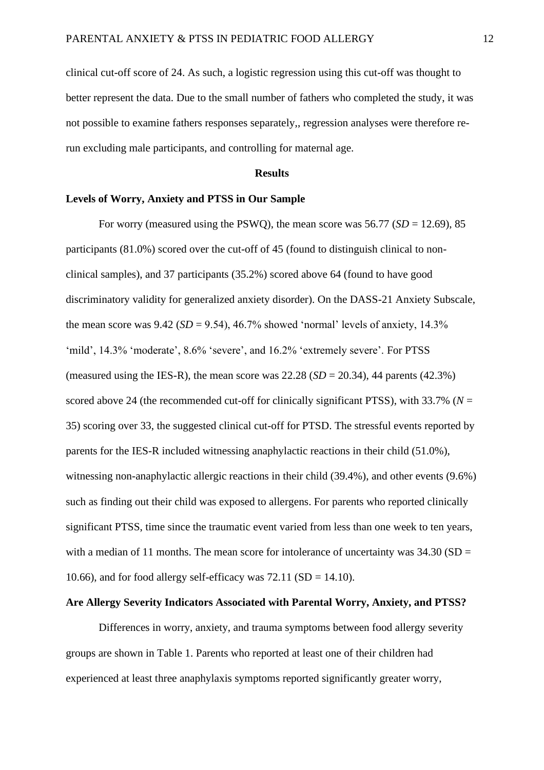clinical cut-off score of 24. As such, a logistic regression using this cut-off was thought to better represent the data. Due to the small number of fathers who completed the study, it was not possible to examine fathers responses separately,, regression analyses were therefore re-run excluding male participants, and controlling for maternal age.

## Results

### Levels of Worry, Anxiety and PTSS in Our Sample

For worry (measured using the PSWQ), the mean score was 56.77 (*SD* = 12.69), 85 participants (81.0%) scored over the cut-off of 45 (found to distinguish clinical to non-clinical samples), and 37 participants (35.2%) scored above 64 (found to have good discriminatory validity for generalized anxiety disorder). On the DASS-21 Anxiety Subscale, the mean score was 9.42 (*SD* = 9.54), 46.7% showed 'normal' levels of anxiety, 14.3% 'mild', 14.3% 'moderate', 8.6% 'severe', and 16.2% 'extremely severe'. For PTSS (measured using the IES-R), the mean score was 22.28 (*SD* = 20.34), 44 parents (42.3%) scored above 24 (the recommended cut-off for clinically significant PTSS), with 33.7% (*N* = 35) scoring over 33, the suggested clinical cut-off for PTSD. The stressful events reported by parents for the IES-R included witnessing anaphylactic reactions in their child (51.0%), witnessing non-anaphylactic allergic reactions in their child (39.4%), and other events (9.6%) such as finding out their child was exposed to allergens. For parents who reported clinically significant PTSS, time since the traumatic event varied from less than one week to ten years, with a median of 11 months. The mean score for intolerance of uncertainty was 34.30 (SD = 10.66), and for food allergy self-efficacy was 72.11 (SD = 14.10).

### Are Allergy Severity Indicators Associated with Parental Worry, Anxiety, and PTSS?

Differences in worry, anxiety, and trauma symptoms between food allergy severity groups are shown in Table 1. Parents who reported at least one of their children had experienced at least three anaphylaxis symptoms reported significantly greater worry,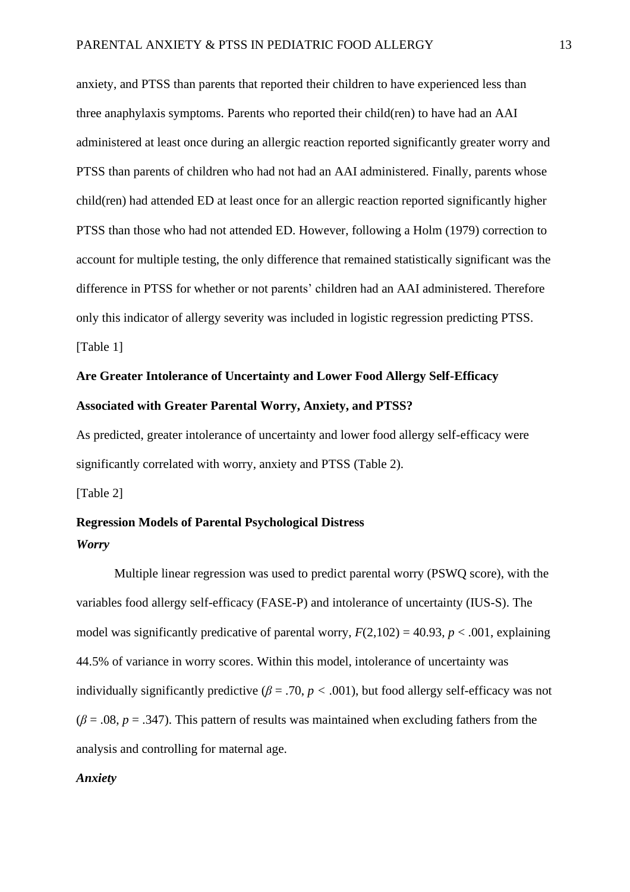anxiety, and PTSS than parents that reported their children to have experienced less than three anaphylaxis symptoms. Parents who reported their child(ren) to have had an AAI administered at least once during an allergic reaction reported significantly greater worry and PTSS than parents of children who had not had an AAI administered. Finally, parents whose child(ren) had attended ED at least once for an allergic reaction reported significantly higher PTSS than those who had not attended ED. However, following a Holm (1979) correction to account for multiple testing, the only difference that remained statistically significant was the difference in PTSS for whether or not parents' children had an AAI administered. Therefore only this indicator of allergy severity was included in logistic regression predicting PTSS.

[Table 1]

## Are Greater Intolerance of Uncertainty and Lower Food Allergy Self-Efficacy Associated with Greater Parental Worry, Anxiety, and PTSS?

As predicted, greater intolerance of uncertainty and lower food allergy self-efficacy were significantly correlated with worry, anxiety and PTSS (Table 2).

[Table 2]

## Regression Models of Parental Psychological Distress

### *Worry*

Multiple linear regression was used to predict parental worry (PSWQ score), with the variables food allergy self-efficacy (FASE-P) and intolerance of uncertainty (IUS-S). The model was significantly predicative of parental worry, $F(2,102) = 40.93$, $p < .001$, explaining 44.5% of variance in worry scores. Within this model, intolerance of uncertainty was individually significantly predictive ($\beta = .70$, $p < .001$), but food allergy self-efficacy was not ($\beta = .08$, $p = .347$). This pattern of results was maintained when excluding fathers from the analysis and controlling for maternal age.

### *Anxiety*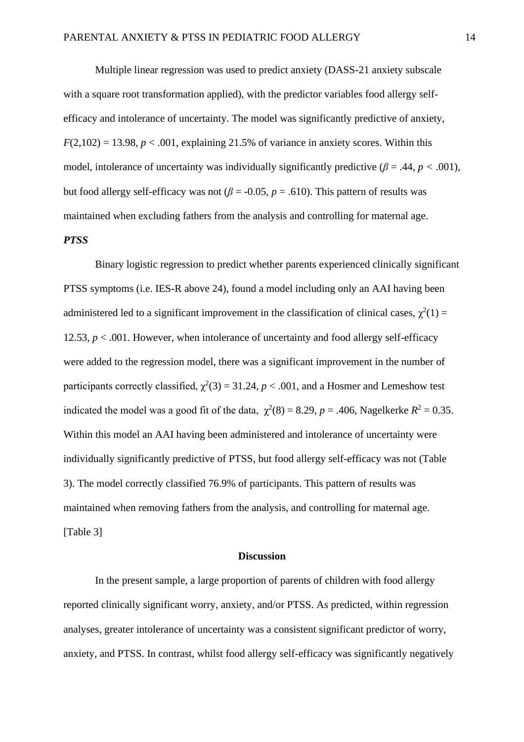Multiple linear regression was used to predict anxiety (DASS-21 anxiety subscale with a square root transformation applied), with the predictor variables food allergy self-efficacy and intolerance of uncertainty. The model was significantly predictive of anxiety, $F(2,102) = 13.98$, $p < .001$, explaining 21.5% of variance in anxiety scores. Within this model, intolerance of uncertainty was individually significantly predictive ($\beta = .44$, $p < .001$), but food allergy self-efficacy was not ($\beta = -0.05$, $p = .610$). This pattern of results was maintained when excluding fathers from the analysis and controlling for maternal age.

***PTSS***

Binary logistic regression to predict whether parents experienced clinically significant PTSS symptoms (i.e. IES-R above 24), found a model including only an AAI having been administered led to a significant improvement in the classification of clinical cases, $\chi^2(1) = 12.53$, $p < .001$. However, when intolerance of uncertainty and food allergy self-efficacy were added to the regression model, there was a significant improvement in the number of participants correctly classified, $\chi^2(3) = 31.24$, $p < .001$, and a Hosmer and Lemeshow test indicated the model was a good fit of the data, $\chi^2(8) = 8.29$, $p = .406$, Nagelkerke $R^2 = 0.35$. Within this model an AAI having been administered and intolerance of uncertainty were individually significantly predictive of PTSS, but food allergy self-efficacy was not (Table 3). The model correctly classified 76.9% of participants. This pattern of results was maintained when removing fathers from the analysis, and controlling for maternal age.

[Table 3]

## Discussion

In the present sample, a large proportion of parents of children with food allergy reported clinically significant worry, anxiety, and/or PTSS. As predicted, within regression analyses, greater intolerance of uncertainty was a consistent significant predictor of worry, anxiety, and PTSS. In contrast, whilst food allergy self-efficacy was significantly negatively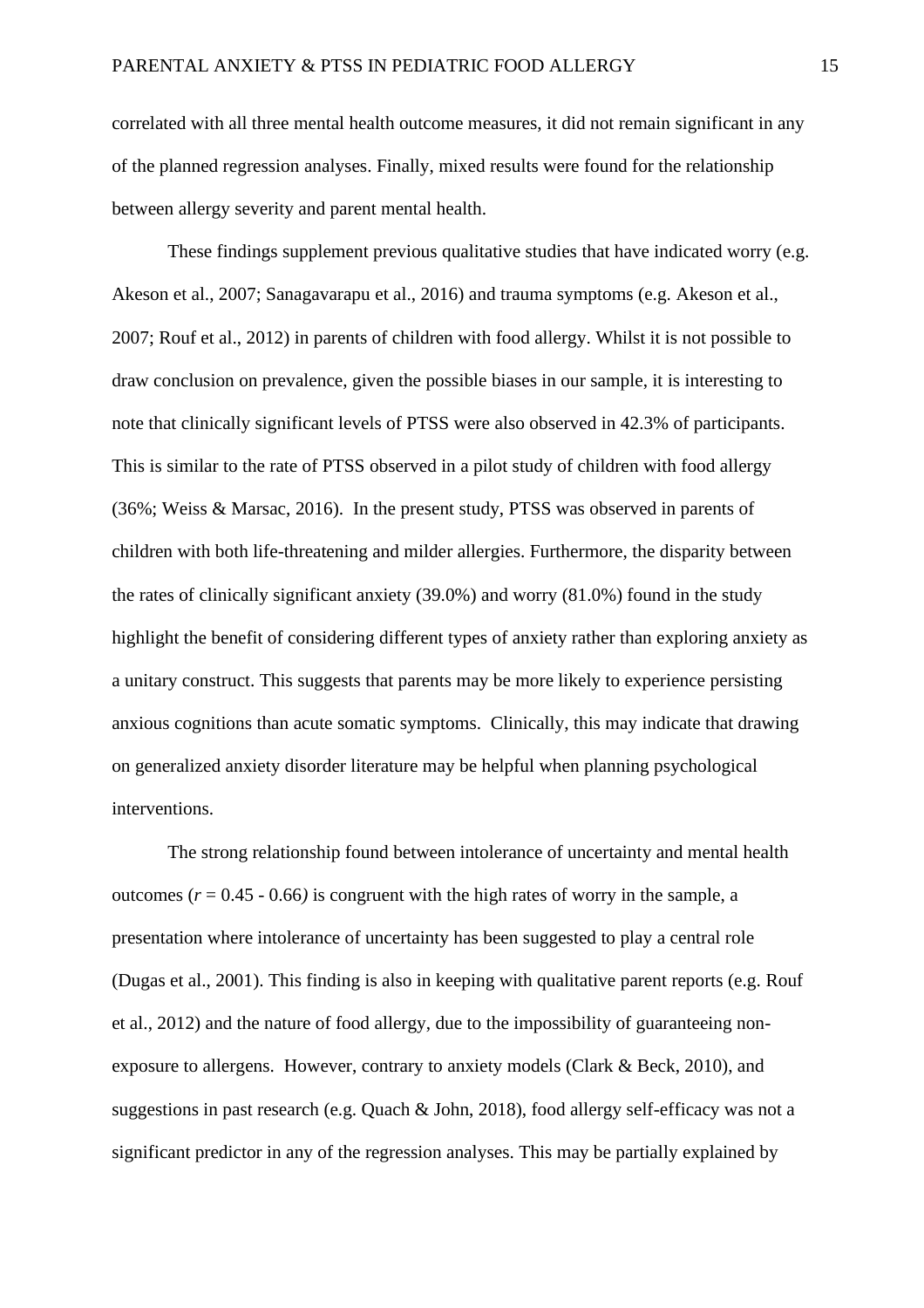correlated with all three mental health outcome measures, it did not remain significant in any of the planned regression analyses. Finally, mixed results were found for the relationship between allergy severity and parent mental health.

These findings supplement previous qualitative studies that have indicated worry (e.g. Akeson et al., 2007; Sanagavarapu et al., 2016) and trauma symptoms (e.g. Akeson et al., 2007; Rouf et al., 2012) in parents of children with food allergy. Whilst it is not possible to draw conclusion on prevalence, given the possible biases in our sample, it is interesting to note that clinically significant levels of PTSS were also observed in 42.3% of participants. This is similar to the rate of PTSS observed in a pilot study of children with food allergy (36%; Weiss & Marsac, 2016). In the present study, PTSS was observed in parents of children with both life-threatening and milder allergies. Furthermore, the disparity between the rates of clinically significant anxiety (39.0%) and worry (81.0%) found in the study highlight the benefit of considering different types of anxiety rather than exploring anxiety as a unitary construct. This suggests that parents may be more likely to experience persisting anxious cognitions than acute somatic symptoms. Clinically, this may indicate that drawing on generalized anxiety disorder literature may be helpful when planning psychological interventions.

The strong relationship found between intolerance of uncertainty and mental health outcomes ($r$ = 0.45 - 0.66) is congruent with the high rates of worry in the sample, a presentation where intolerance of uncertainty has been suggested to play a central role (Dugas et al., 2001). This finding is also in keeping with qualitative parent reports (e.g. Rouf et al., 2012) and the nature of food allergy, due to the impossibility of guaranteeing non-exposure to allergens. However, contrary to anxiety models (Clark & Beck, 2010), and suggestions in past research (e.g. Quach & John, 2018), food allergy self-efficacy was not a significant predictor in any of the regression analyses. This may be partially explained by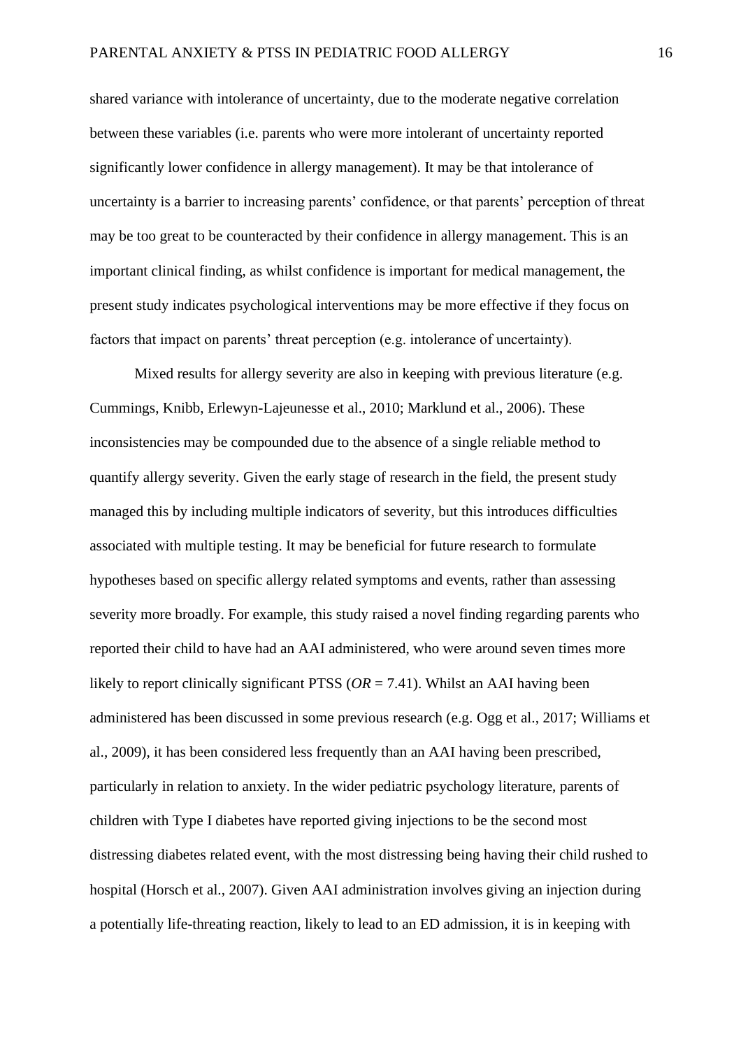shared variance with intolerance of uncertainty, due to the moderate negative correlation between these variables (i.e. parents who were more intolerant of uncertainty reported significantly lower confidence in allergy management). It may be that intolerance of uncertainty is a barrier to increasing parents' confidence, or that parents' perception of threat may be too great to be counteracted by their confidence in allergy management. This is an important clinical finding, as whilst confidence is important for medical management, the present study indicates psychological interventions may be more effective if they focus on factors that impact on parents' threat perception (e.g. intolerance of uncertainty).

Mixed results for allergy severity are also in keeping with previous literature (e.g. Cummings, Knibb, Erlewyn-Lajeunesse et al., 2010; Marklund et al., 2006). These inconsistencies may be compounded due to the absence of a single reliable method to quantify allergy severity. Given the early stage of research in the field, the present study managed this by including multiple indicators of severity, but this introduces difficulties associated with multiple testing. It may be beneficial for future research to formulate hypotheses based on specific allergy related symptoms and events, rather than assessing severity more broadly. For example, this study raised a novel finding regarding parents who reported their child to have had an AAI administered, who were around seven times more likely to report clinically significant PTSS (*OR* = 7.41). Whilst an AAI having been administered has been discussed in some previous research (e.g. Ogg et al., 2017; Williams et al., 2009), it has been considered less frequently than an AAI having been prescribed, particularly in relation to anxiety. In the wider pediatric psychology literature, parents of children with Type I diabetes have reported giving injections to be the second most distressing diabetes related event, with the most distressing being having their child rushed to hospital (Horsch et al., 2007). Given AAI administration involves giving an injection during a potentially life-threating reaction, likely to lead to an ED admission, it is in keeping with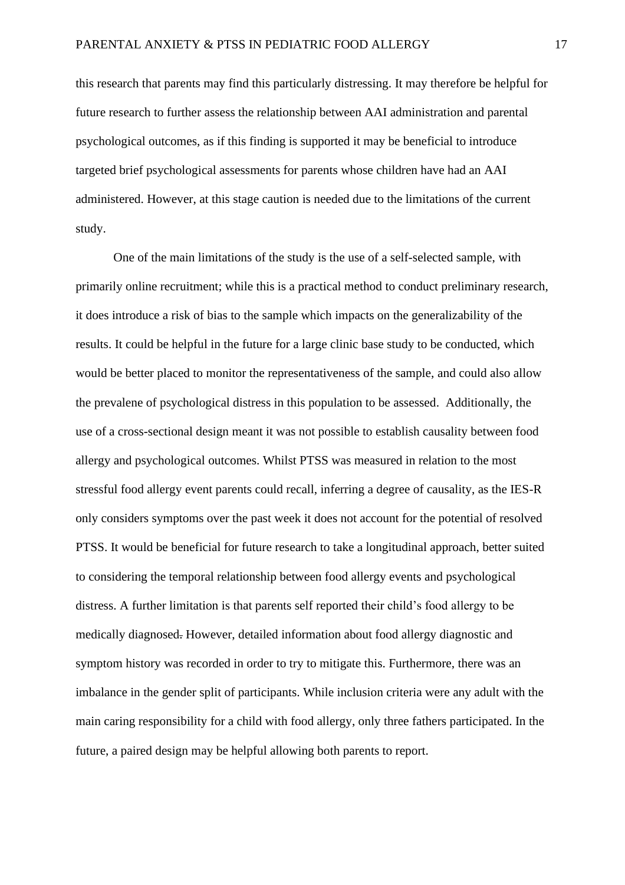this research that parents may find this particularly distressing. It may therefore be helpful for future research to further assess the relationship between AAI administration and parental psychological outcomes, as if this finding is supported it may be beneficial to introduce targeted brief psychological assessments for parents whose children have had an AAI administered. However, at this stage caution is needed due to the limitations of the current study.

One of the main limitations of the study is the use of a self-selected sample, with primarily online recruitment; while this is a practical method to conduct preliminary research, it does introduce a risk of bias to the sample which impacts on the generalizability of the results. It could be helpful in the future for a large clinic base study to be conducted, which would be better placed to monitor the representativeness of the sample, and could also allow the prevalene of psychological distress in this population to be assessed. Additionally, the use of a cross-sectional design meant it was not possible to establish causality between food allergy and psychological outcomes. Whilst PTSS was measured in relation to the most stressful food allergy event parents could recall, inferring a degree of causality, as the IES-R only considers symptoms over the past week it does not account for the potential of resolved PTSS. It would be beneficial for future research to take a longitudinal approach, better suited to considering the temporal relationship between food allergy events and psychological distress. A further limitation is that parents self reported their child's food allergy to be medically diagnosed. However, detailed information about food allergy diagnostic and symptom history was recorded in order to try to mitigate this. Furthermore, there was an imbalance in the gender split of participants. While inclusion criteria were any adult with the main caring responsibility for a child with food allergy, only three fathers participated. In the future, a paired design may be helpful allowing both parents to report.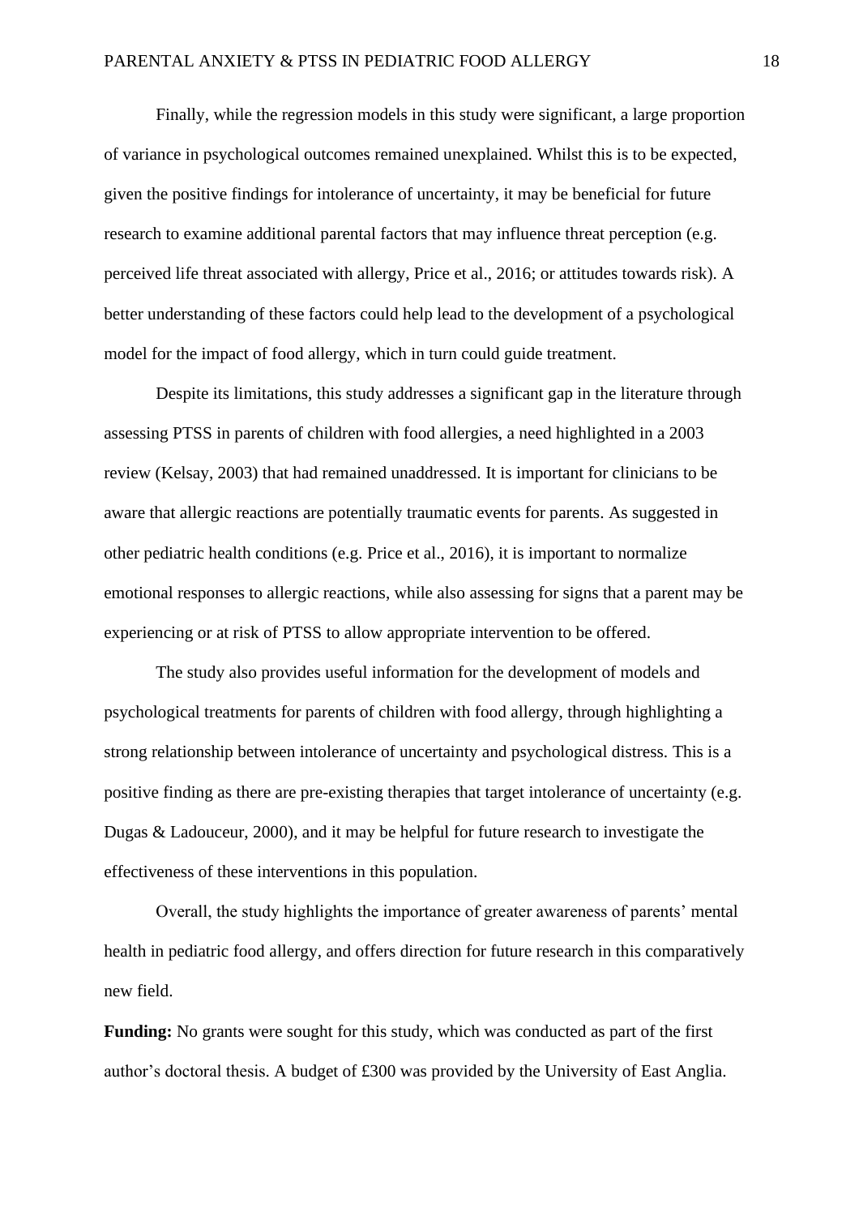Finally, while the regression models in this study were significant, a large proportion of variance in psychological outcomes remained unexplained. Whilst this is to be expected, given the positive findings for intolerance of uncertainty, it may be beneficial for future research to examine additional parental factors that may influence threat perception (e.g. perceived life threat associated with allergy, Price et al., 2016; or attitudes towards risk). A better understanding of these factors could help lead to the development of a psychological model for the impact of food allergy, which in turn could guide treatment.

Despite its limitations, this study addresses a significant gap in the literature through assessing PTSS in parents of children with food allergies, a need highlighted in a 2003 review (Kelsay, 2003) that had remained unaddressed. It is important for clinicians to be aware that allergic reactions are potentially traumatic events for parents. As suggested in other pediatric health conditions (e.g. Price et al., 2016), it is important to normalize emotional responses to allergic reactions, while also assessing for signs that a parent may be experiencing or at risk of PTSS to allow appropriate intervention to be offered.

The study also provides useful information for the development of models and psychological treatments for parents of children with food allergy, through highlighting a strong relationship between intolerance of uncertainty and psychological distress. This is a positive finding as there are pre-existing therapies that target intolerance of uncertainty (e.g. Dugas & Ladouceur, 2000), and it may be helpful for future research to investigate the effectiveness of these interventions in this population.

Overall, the study highlights the importance of greater awareness of parents' mental health in pediatric food allergy, and offers direction for future research in this comparatively new field.

**Funding:** No grants were sought for this study, which was conducted as part of the first author's doctoral thesis. A budget of £300 was provided by the University of East Anglia.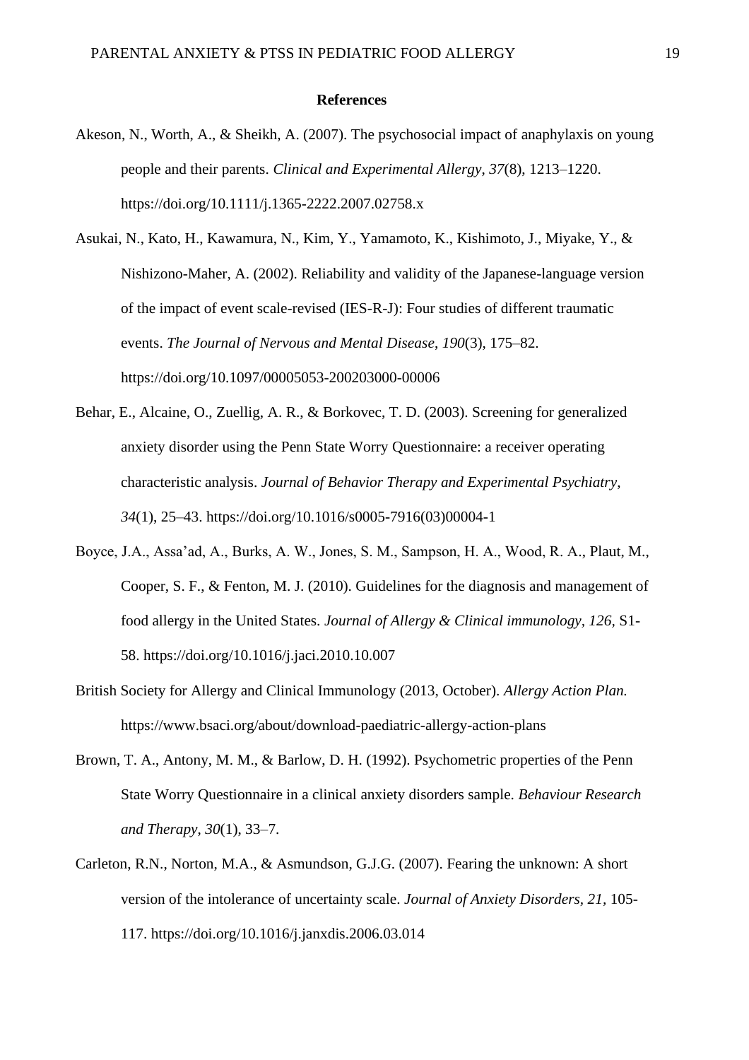# References

Akeson, N., Worth, A., & Sheikh, A. (2007). The psychosocial impact of anaphylaxis on young people and their parents. *Clinical and Experimental Allergy*, *37*(8), 1213–1220. https://doi.org/10.1111/j.1365-2222.2007.02758.x

Asukai, N., Kato, H., Kawamura, N., Kim, Y., Yamamoto, K., Kishimoto, J., Miyake, Y., & Nishizono-Maher, A. (2002). Reliability and validity of the Japanese-language version of the impact of event scale-revised (IES-R-J): Four studies of different traumatic events. *The Journal of Nervous and Mental Disease*, *190*(3), 175–82. https://doi.org/10.1097/00005053-200203000-00006

Behar, E., Alcaine, O., Zuellig, A. R., & Borkovec, T. D. (2003). Screening for generalized anxiety disorder using the Penn State Worry Questionnaire: a receiver operating characteristic analysis. *Journal of Behavior Therapy and Experimental Psychiatry*, *34*(1), 25–43. https://doi.org/10.1016/s0005-7916(03)00004-1

Boyce, J.A., Assa'ad, A., Burks, A. W., Jones, S. M., Sampson, H. A., Wood, R. A., Plaut, M., Cooper, S. F., & Fenton, M. J. (2010). Guidelines for the diagnosis and management of food allergy in the United States. *Journal of Allergy & Clinical immunology*, *126*, S1-58. https://doi.org/10.1016/j.jaci.2010.10.007

British Society for Allergy and Clinical Immunology (2013, October). *Allergy Action Plan.* https://www.bsaci.org/about/download-paediatric-allergy-action-plans

Brown, T. A., Antony, M. M., & Barlow, D. H. (1992). Psychometric properties of the Penn State Worry Questionnaire in a clinical anxiety disorders sample. *Behaviour Research and Therapy*, *30*(1), 33–7.

Carleton, R.N., Norton, M.A., & Asmundson, G.J.G. (2007). Fearing the unknown: A short version of the intolerance of uncertainty scale. *Journal of Anxiety Disorders, 21*, 105-117. https://doi.org/10.1016/j.janxdis.2006.03.014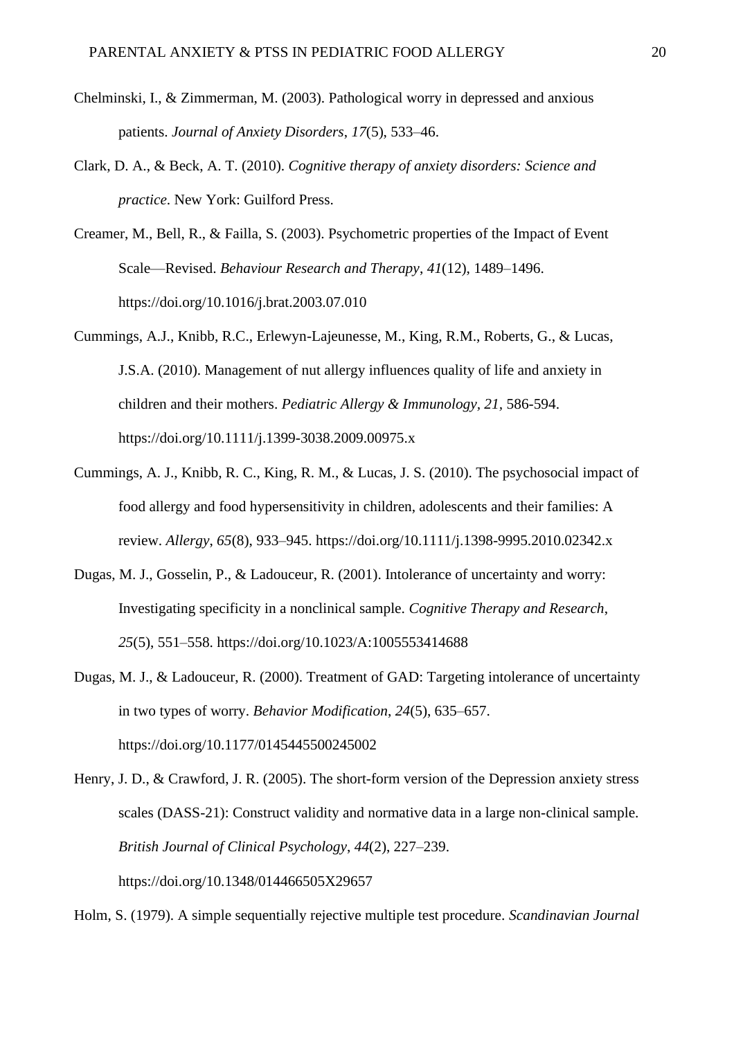Chelminski, I., & Zimmerman, M. (2003). Pathological worry in depressed and anxious patients. *Journal of Anxiety Disorders*, *17*(5), 533–46.

Clark, D. A., & Beck, A. T. (2010). *Cognitive therapy of anxiety disorders: Science and practice*. New York: Guilford Press.

Creamer, M., Bell, R., & Failla, S. (2003). Psychometric properties of the Impact of Event Scale—Revised. *Behaviour Research and Therapy*, *41*(12), 1489–1496. https://doi.org/10.1016/j.brat.2003.07.010

Cummings, A.J., Knibb, R.C., Erlewyn-Lajeunesse, M., King, R.M., Roberts, G., & Lucas, J.S.A. (2010). Management of nut allergy influences quality of life and anxiety in children and their mothers. *Pediatric Allergy & Immunology, 21,* 586-594. https://doi.org/10.1111/j.1399-3038.2009.00975.x

Cummings, A. J., Knibb, R. C., King, R. M., & Lucas, J. S. (2010). The psychosocial impact of food allergy and food hypersensitivity in children, adolescents and their families: A review. *Allergy*, *65*(8), 933–945. https://doi.org/10.1111/j.1398-9995.2010.02342.x

Dugas, M. J., Gosselin, P., & Ladouceur, R. (2001). Intolerance of uncertainty and worry: Investigating specificity in a nonclinical sample. *Cognitive Therapy and Research*, *25*(5), 551–558. https://doi.org/10.1023/A:1005553414688

Dugas, M. J., & Ladouceur, R. (2000). Treatment of GAD: Targeting intolerance of uncertainty in two types of worry. *Behavior Modification*, *24*(5), 635–657. https://doi.org/10.1177/0145445500245002

Henry, J. D., & Crawford, J. R. (2005). The short-form version of the Depression anxiety stress scales (DASS-21): Construct validity and normative data in a large non-clinical sample. *British Journal of Clinical Psychology*, *44*(2), 227–239. https://doi.org/10.1348/014466505X29657

Holm, S. (1979). A simple sequentially rejective multiple test procedure. *Scandinavian Journal*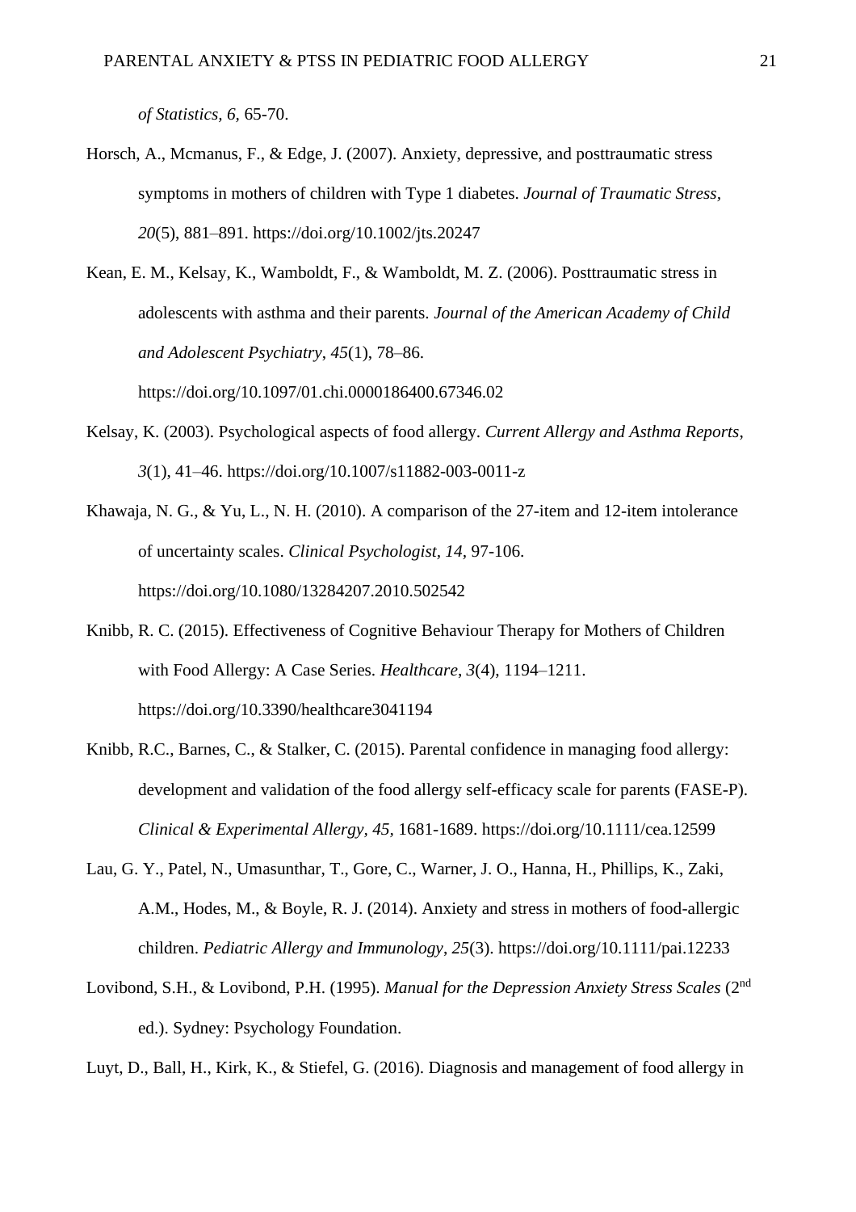*of Statistics, 6,* 65-70.

Horsch, A., Mcmanus, F., & Edge, J. (2007). Anxiety, depressive, and posttraumatic stress symptoms in mothers of children with Type 1 diabetes. *Journal of Traumatic Stress*, *20*(5), 881–891. https://doi.org/10.1002/jts.20247

Kean, E. M., Kelsay, K., Wamboldt, F., & Wamboldt, M. Z. (2006). Posttraumatic stress in adolescents with asthma and their parents. *Journal of the American Academy of Child and Adolescent Psychiatry*, *45*(1), 78–86. https://doi.org/10.1097/01.chi.0000186400.67346.02

Kelsay, K. (2003). Psychological aspects of food allergy. *Current Allergy and Asthma Reports*, *3*(1), 41–46. https://doi.org/10.1007/s11882-003-0011-z

Khawaja, N. G., & Yu, L., N. H. (2010). A comparison of the 27-item and 12-item intolerance of uncertainty scales. *Clinical Psychologist, 14,* 97-106. https://doi.org/10.1080/13284207.2010.502542

Knibb, R. C. (2015). Effectiveness of Cognitive Behaviour Therapy for Mothers of Children with Food Allergy: A Case Series. *Healthcare*, *3*(4), 1194–1211. https://doi.org/10.3390/healthcare3041194

Knibb, R.C., Barnes, C., & Stalker, C. (2015). Parental confidence in managing food allergy: development and validation of the food allergy self-efficacy scale for parents (FASE-P). *Clinical & Experimental Allergy, 45,* 1681-1689. https://doi.org/10.1111/cea.12599

Lau, G. Y., Patel, N., Umasunthar, T., Gore, C., Warner, J. O., Hanna, H., Phillips, K., Zaki, A.M., Hodes, M., & Boyle, R. J. (2014). Anxiety and stress in mothers of food-allergic children. *Pediatric Allergy and Immunology*, *25*(3). https://doi.org/10.1111/pai.12233

Lovibond, S.H., & Lovibond, P.H. (1995). *Manual for the Depression Anxiety Stress Scales* (2nd ed.). Sydney: Psychology Foundation.

Luyt, D., Ball, H., Kirk, K., & Stiefel, G. (2016). Diagnosis and management of food allergy in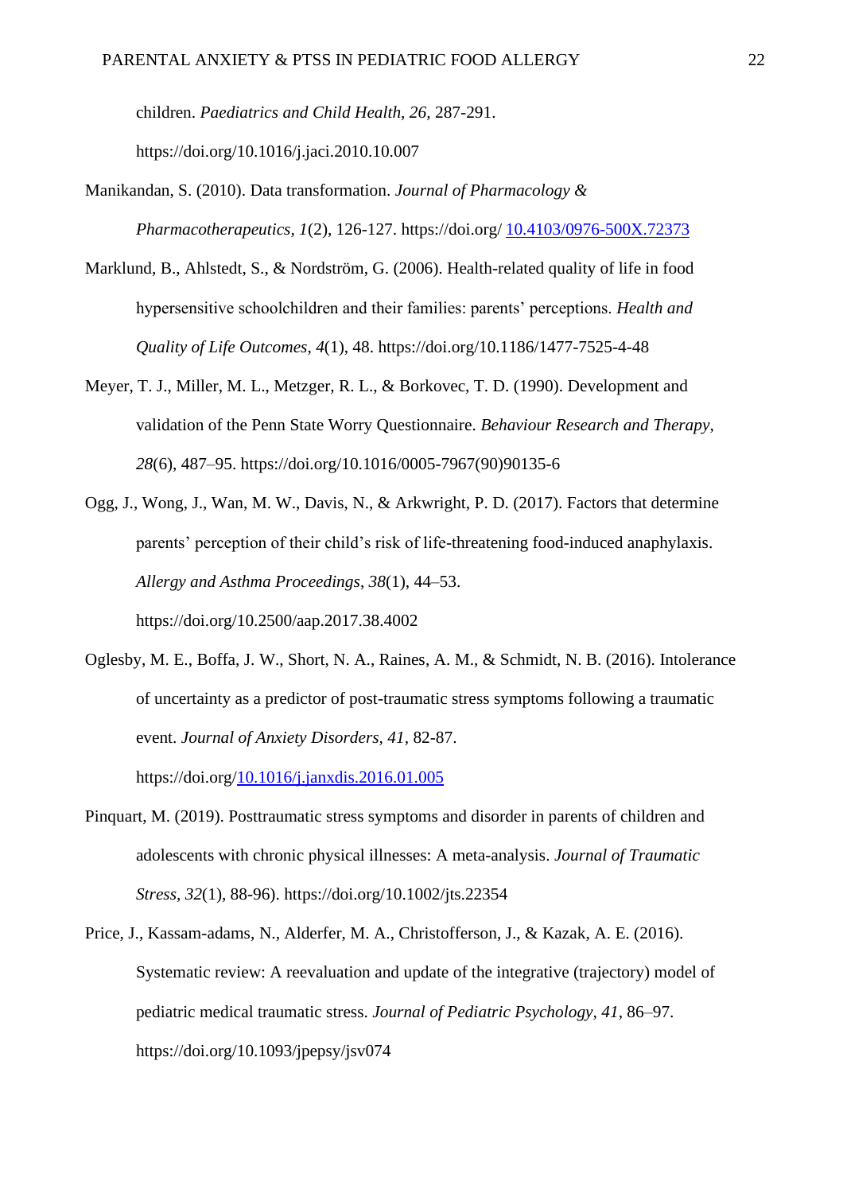children. *Paediatrics and Child Health, 26,* 287-291. https://doi.org/10.1016/j.jaci.2010.10.007

Manikandan, S. (2010). Data transformation. *Journal of Pharmacology & Pharmacotherapeutics, 1*(2), 126-127. https://doi.org/ 10.4103/0976-500X.72373

Marklund, B., Ahlstedt, S., & Nordström, G. (2006). Health-related quality of life in food hypersensitive schoolchildren and their families: parents' perceptions. *Health and Quality of Life Outcomes*, *4*(1), 48. https://doi.org/10.1186/1477-7525-4-48

Meyer, T. J., Miller, M. L., Metzger, R. L., & Borkovec, T. D. (1990). Development and validation of the Penn State Worry Questionnaire. *Behaviour Research and Therapy*, *28*(6), 487–95. https://doi.org/10.1016/0005-7967(90)90135-6

Ogg, J., Wong, J., Wan, M. W., Davis, N., & Arkwright, P. D. (2017). Factors that determine parents' perception of their child's risk of life-threatening food-induced anaphylaxis. *Allergy and Asthma Proceedings*, *38*(1), 44–53. https://doi.org/10.2500/aap.2017.38.4002

Oglesby, M. E., Boffa, J. W., Short, N. A., Raines, A. M., & Schmidt, N. B. (2016). Intolerance of uncertainty as a predictor of post-traumatic stress symptoms following a traumatic event. *Journal of Anxiety Disorders, 41,* 82-87. https://doi.org/10.1016/j.janxdis.2016.01.005

Pinquart, M. (2019). Posttraumatic stress symptoms and disorder in parents of children and adolescents with chronic physical illnesses: A meta-analysis. *Journal of Traumatic Stress, 32*(1), 88-96). https://doi.org/10.1002/jts.22354

Price, J., Kassam-adams, N., Alderfer, M. A., Christofferson, J., & Kazak, A. E. (2016). Systematic review: A reevaluation and update of the integrative (trajectory) model of pediatric medical traumatic stress. *Journal of Pediatric Psychology, 41*, 86–97. https://doi.org/10.1093/jpepsy/jsv074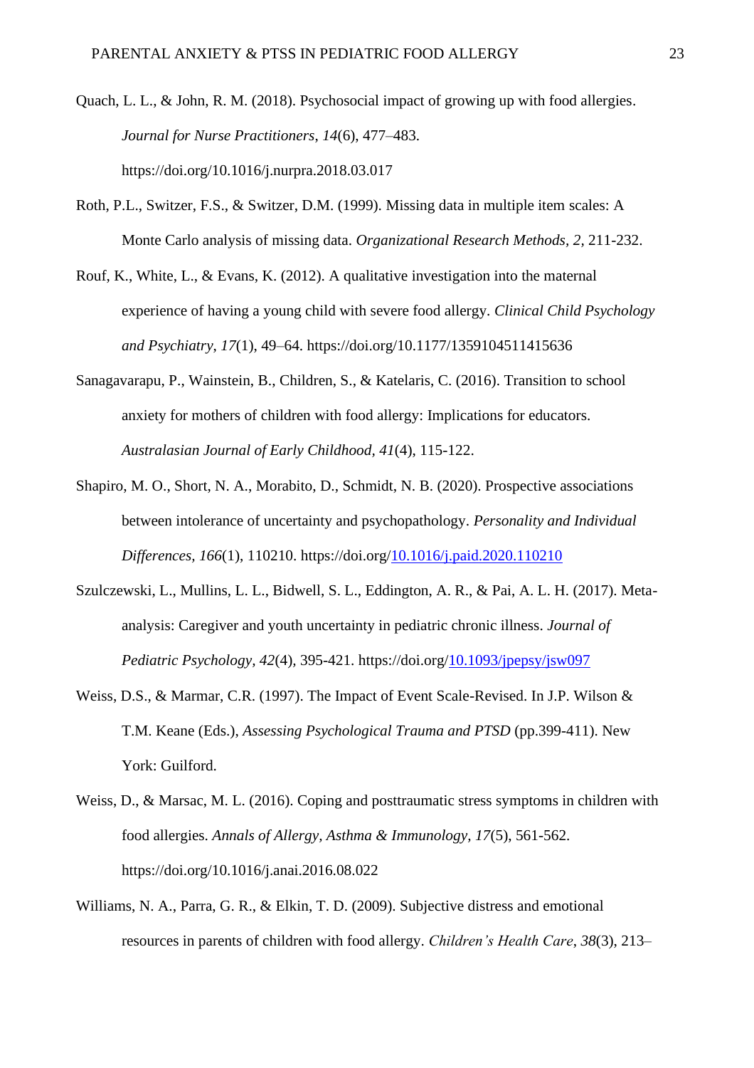Quach, L. L., & John, R. M. (2018). Psychosocial impact of growing up with food allergies. *Journal for Nurse Practitioners*, *14*(6), 477–483. https://doi.org/10.1016/j.nurpra.2018.03.017

Roth, P.L., Switzer, F.S., & Switzer, D.M. (1999). Missing data in multiple item scales: A Monte Carlo analysis of missing data. *Organizational Research Methods, 2,* 211-232.

Rouf, K., White, L., & Evans, K. (2012). A qualitative investigation into the maternal experience of having a young child with severe food allergy. *Clinical Child Psychology and Psychiatry*, *17*(1), 49–64. https://doi.org/10.1177/1359104511415636

Sanagavarapu, P., Wainstein, B., Children, S., & Katelaris, C. (2016). Transition to school anxiety for mothers of children with food allergy: Implications for educators. *Australasian Journal of Early Childhood, 41*(4), 115-122.

Shapiro, M. O., Short, N. A., Morabito, D., Schmidt, N. B. (2020). Prospective associations between intolerance of uncertainty and psychopathology. *Personality and Individual Differences, 166*(1), 110210. https://doi.org/10.1016/j.paid.2020.110210

Szulczewski, L., Mullins, L. L., Bidwell, S. L., Eddington, A. R., & Pai, A. L. H. (2017). Meta-analysis: Caregiver and youth uncertainty in pediatric chronic illness. *Journal of Pediatric Psychology, 42*(4), 395-421. https://doi.org/10.1093/jpepsy/jsw097

Weiss, D.S., & Marmar, C.R. (1997). The Impact of Event Scale-Revised. In J.P. Wilson & T.M. Keane (Eds.), *Assessing Psychological Trauma and PTSD* (pp.399-411). New York: Guilford.

Weiss, D., & Marsac, M. L. (2016). Coping and posttraumatic stress symptoms in children with food allergies. *Annals of Allergy, Asthma & Immunology, 17*(5), 561-562. https://doi.org/10.1016/j.anai.2016.08.022

Williams, N. A., Parra, G. R., & Elkin, T. D. (2009). Subjective distress and emotional resources in parents of children with food allergy. *Children's Health Care*, *38*(3), 213–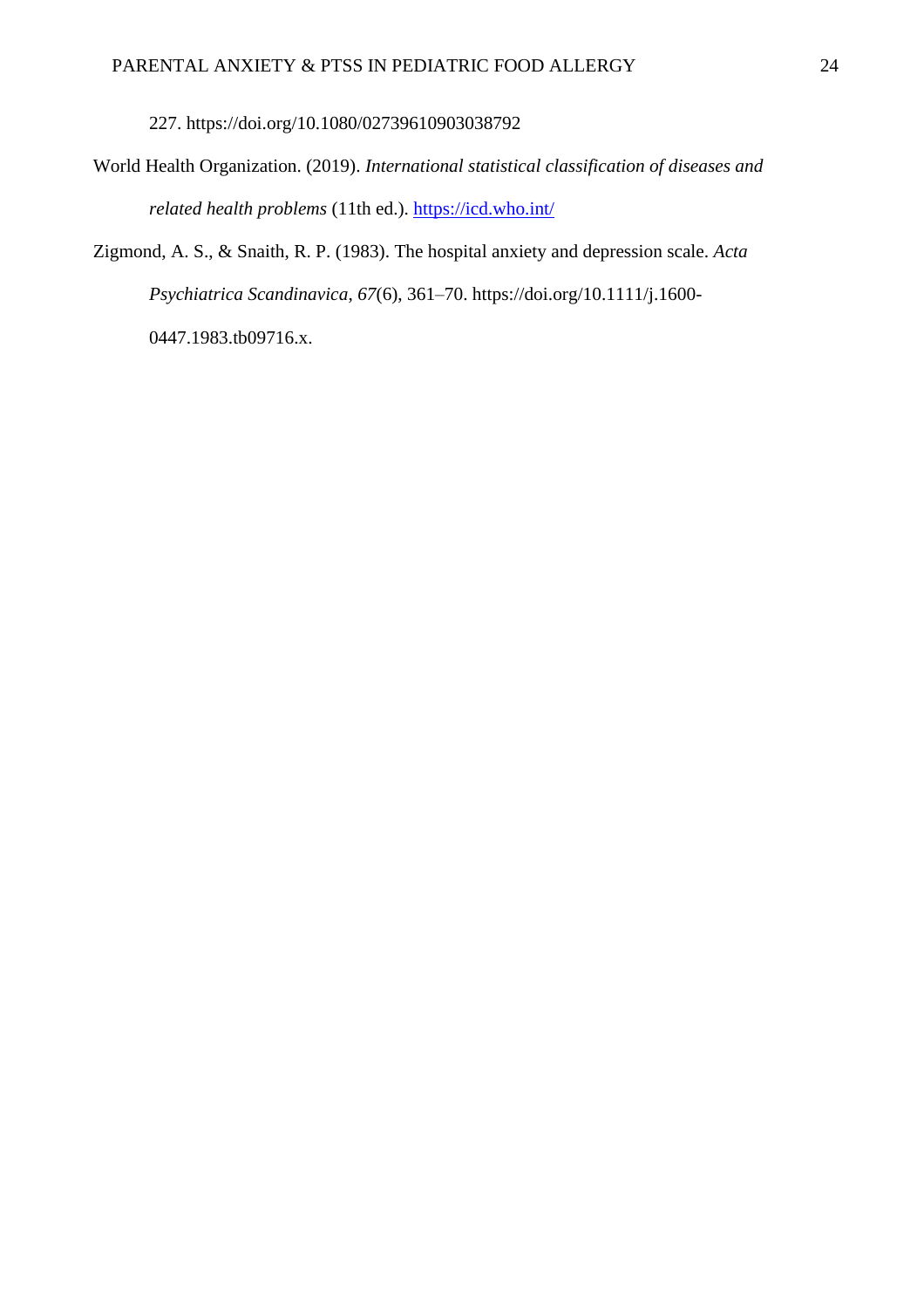227. https://doi.org/10.1080/02739610903038792

World Health Organization. (2019). *International statistical classification of diseases and related health problems* (11th ed.). https://icd.who.int/

Zigmond, A. S., & Snaith, R. P. (1983). The hospital anxiety and depression scale. *Acta Psychiatrica Scandinavica*, *67*(6), 361–70. https://doi.org/10.1111/j.1600-0447.1983.tb09716.x.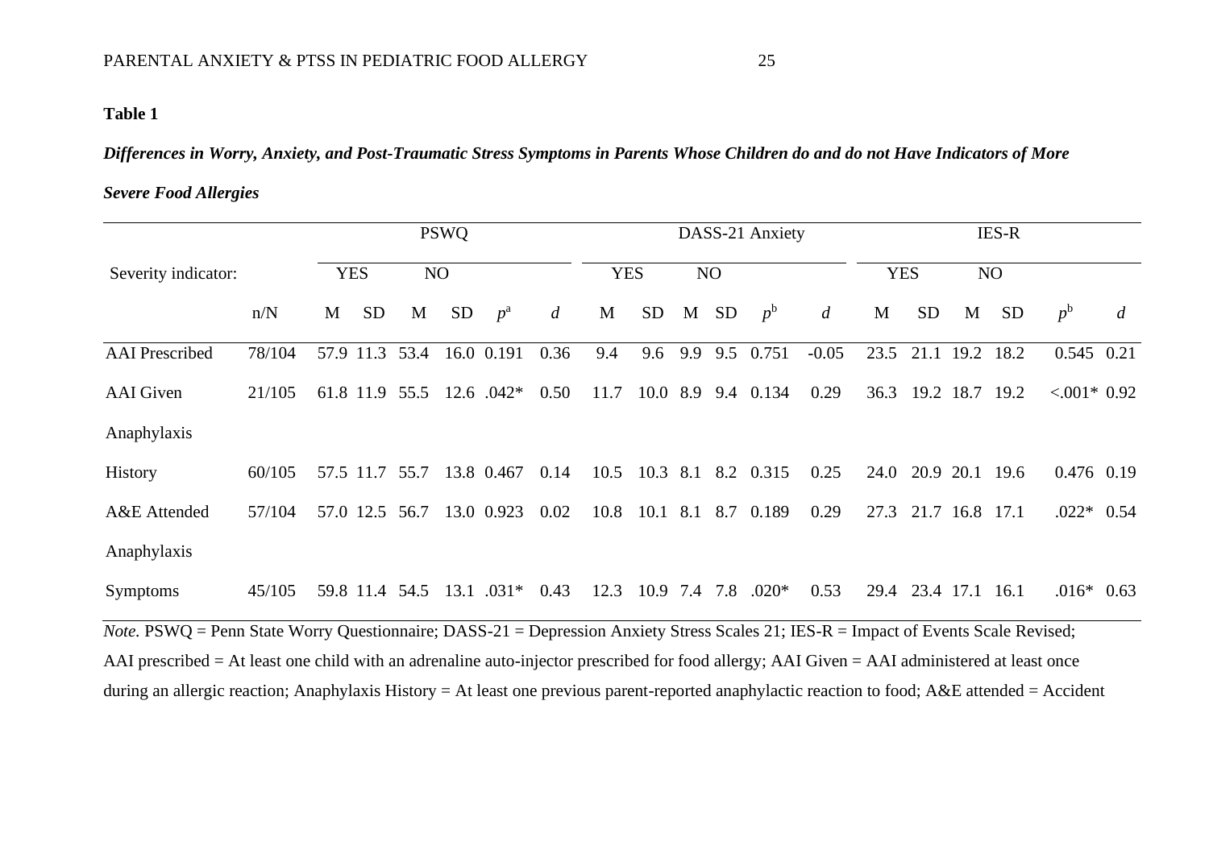**Table 1**

***Differences in Worry, Anxiety, and Post-Traumatic Stress Symptoms in Parents Whose Children do and do not Have Indicators of More Severe Food Allergies***

| | | PSWQ | | | | | | DASS-21 Anxiety | | | | | | IES-R | | | | | |
|---|---|---|---|---|---|---|---|---|---|---|---|---|---|---|---|---|---|---|---|
| Severity indicator: | | YES | | NO | | | | YES | | NO | | | | YES | | NO | | | |
| | n/N | M | SD | M | SD | $p^a$ | *d* | M | SD | M | SD | $p^b$ | *d* | M | SD | M | SD | $p^b$ | *d* |
| AAI Prescribed | 78/104 | 57.9 | 11.3 | 53.4 | 16.0 | 0.191 | 0.36 | 9.4 | 9.6 | 9.9 | 9.5 | 0.751 | -0.05 | 23.5 | 21.1 | 19.2 | 18.2 | 0.545 | 0.21 |
| AAI Given | 21/105 | 61.8 | 11.9 | 55.5 | 12.6 | .042* | 0.50 | 11.7 | 10.0 | 8.9 | 9.4 | 0.134 | 0.29 | 36.3 | 19.2 | 18.7 | 19.2 | <.001* | 0.92 |
| Anaphylaxis History | 60/105 | 57.5 | 11.7 | 55.7 | 13.8 | 0.467 | 0.14 | 10.5 | 10.3 | 8.1 | 8.2 | 0.315 | 0.25 | 24.0 | 20.9 | 20.1 | 19.6 | 0.476 | 0.19 |
| A&E Attended | 57/104 | 57.0 | 12.5 | 56.7 | 13.0 | 0.923 | 0.02 | 10.8 | 10.1 | 8.1 | 8.7 | 0.189 | 0.29 | 27.3 | 21.7 | 16.8 | 17.1 | .022* | 0.54 |
| Anaphylaxis Symptoms | 45/105 | 59.8 | 11.4 | 54.5 | 13.1 | .031* | 0.43 | 12.3 | 10.9 | 7.4 | 7.8 | .020* | 0.53 | 29.4 | 23.4 | 17.1 | 16.1 | .016* | 0.63 |

*Note.* PSWQ = Penn State Worry Questionnaire; DASS-21 = Depression Anxiety Stress Scales 21; IES-R = Impact of Events Scale Revised; AAI prescribed = At least one child with an adrenaline auto-injector prescribed for food allergy; AAI Given = AAI administered at least once during an allergic reaction; Anaphylaxis History = At least one previous parent-reported anaphylactic reaction to food; A&E attended = Accident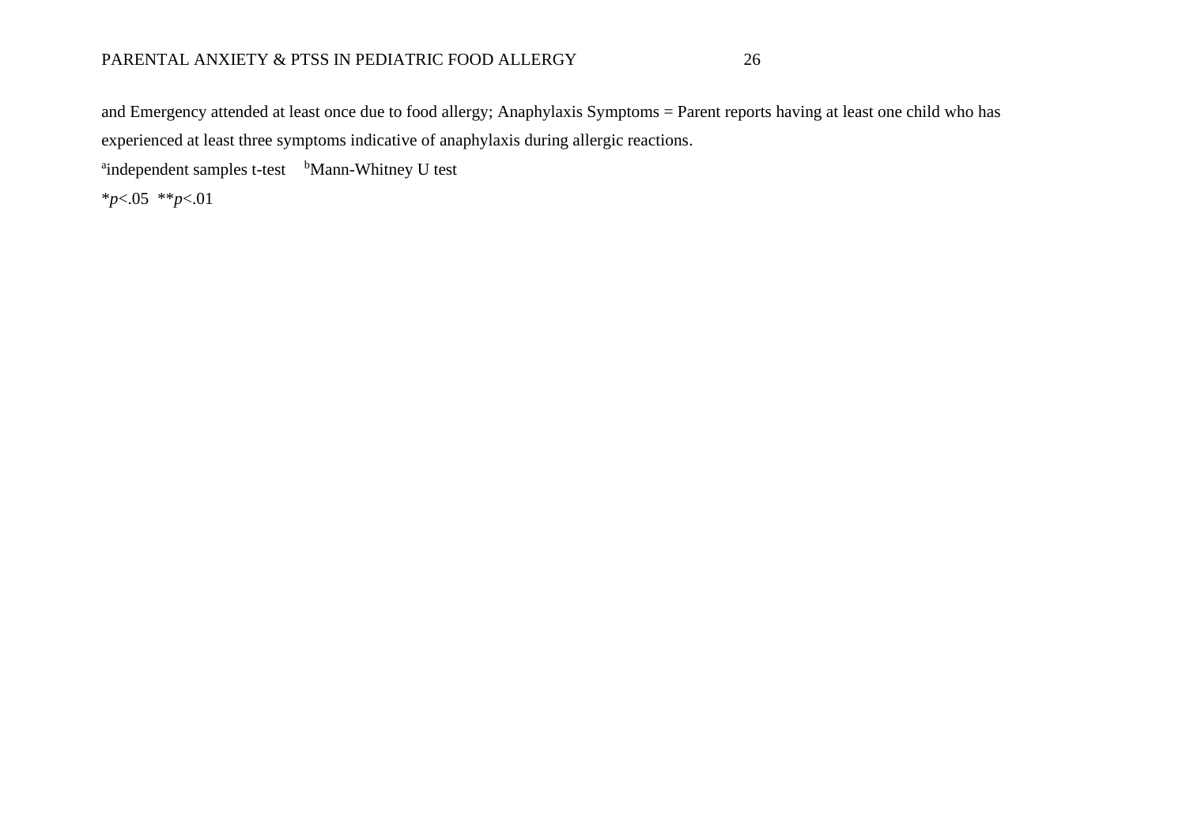and Emergency attended at least once due to food allergy; Anaphylaxis Symptoms = Parent reports having at least one child who has experienced at least three symptoms indicative of anaphylaxis during allergic reactions.

[a]independent samples t-test [b]Mann-Whitney U test

*$p$<.05 **$p$<.01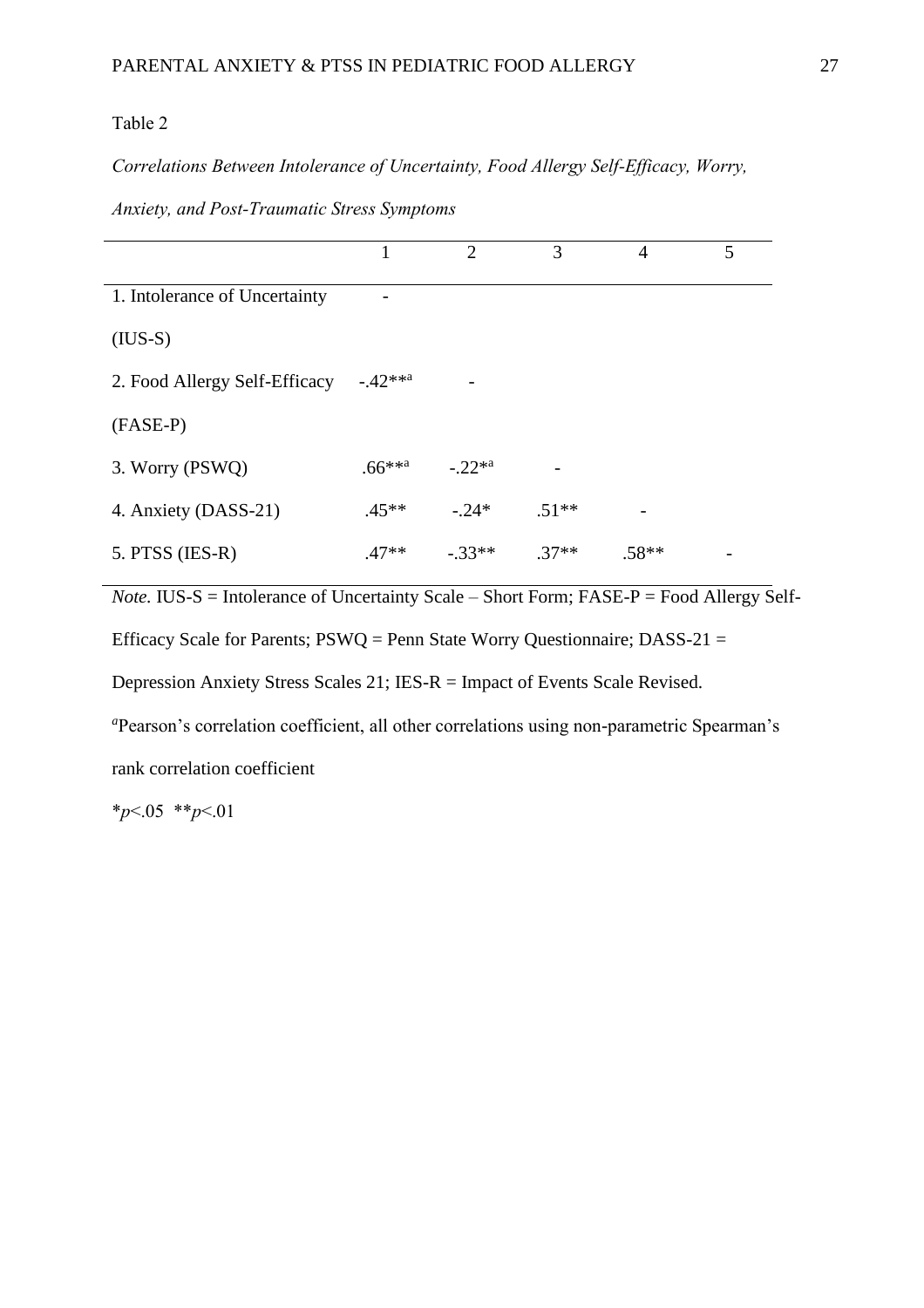Table 2

*Correlations Between Intolerance of Uncertainty, Food Allergy Self-Efficacy, Worry, Anxiety, and Post-Traumatic Stress Symptoms*

| | 1 | 2 | 3 | 4 | 5 |
|---|---|---|---|---|---|
| 1. Intolerance of Uncertainty (IUS-S) | - | | | | |
| 2. Food Allergy Self-Efficacy (FASE-P) | -.42**[a] | - | | | |
| 3. Worry (PSWQ) | .66**[a] | -.22*[a] | - | | |
| 4. Anxiety (DASS-21) | .45** | -.24* | .51** | - | |
| 5. PTSS (IES-R) | .47** | -.33** | .37** | .58** | - |

*Note.* IUS-S = Intolerance of Uncertainty Scale – Short Form; FASE-P = Food Allergy Self-Efficacy Scale for Parents; PSWQ = Penn State Worry Questionnaire; DASS-21 = Depression Anxiety Stress Scales 21; IES-R = Impact of Events Scale Revised.

[a]Pearson's correlation coefficient, all other correlations using non-parametric Spearman's rank correlation coefficient

*$p<.05$ **$p<.01$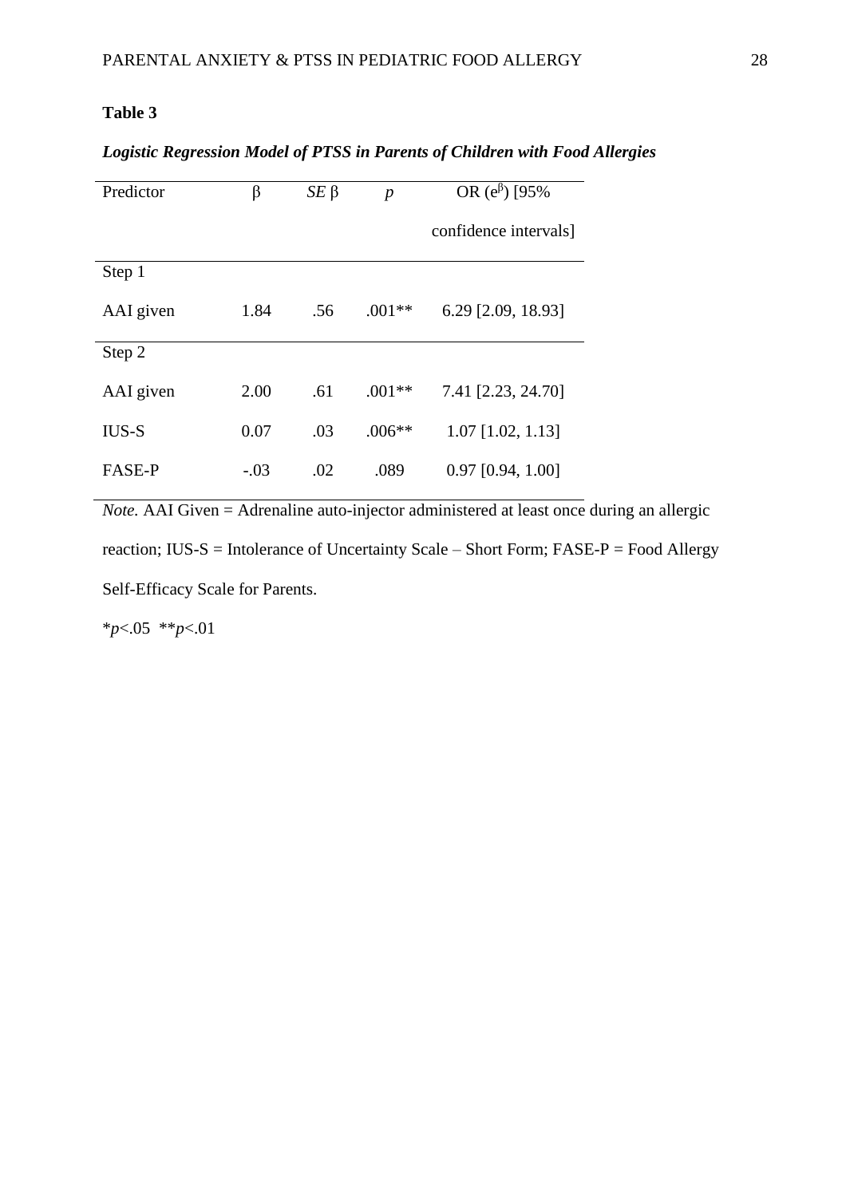**Table 3**

***Logistic Regression Model of PTSS in Parents of Children with Food Allergies***

| Predictor | β | *SE* β | *p* | OR ($e^{\beta}$) [95% confidence intervals] |
|---|---|---|---|---|
| Step 1 | | | | |
| AAI given | 1.84 | .56 | .001** | 6.29 [2.09, 18.93] |
| Step 2 | | | | |
| AAI given | 2.00 | .61 | .001** | 7.41 [2.23, 24.70] |
| IUS-S | 0.07 | .03 | .006** | 1.07 [1.02, 1.13] |
| FASE-P | -.03 | .02 | .089 | 0.97 [0.94, 1.00] |

*Note.* AAI Given = Adrenaline auto-injector administered at least once during an allergic reaction; IUS-S = Intolerance of Uncertainty Scale – Short Form; FASE-P = Food Allergy Self-Efficacy Scale for Parents.

*$p$<.05 **$p$<.01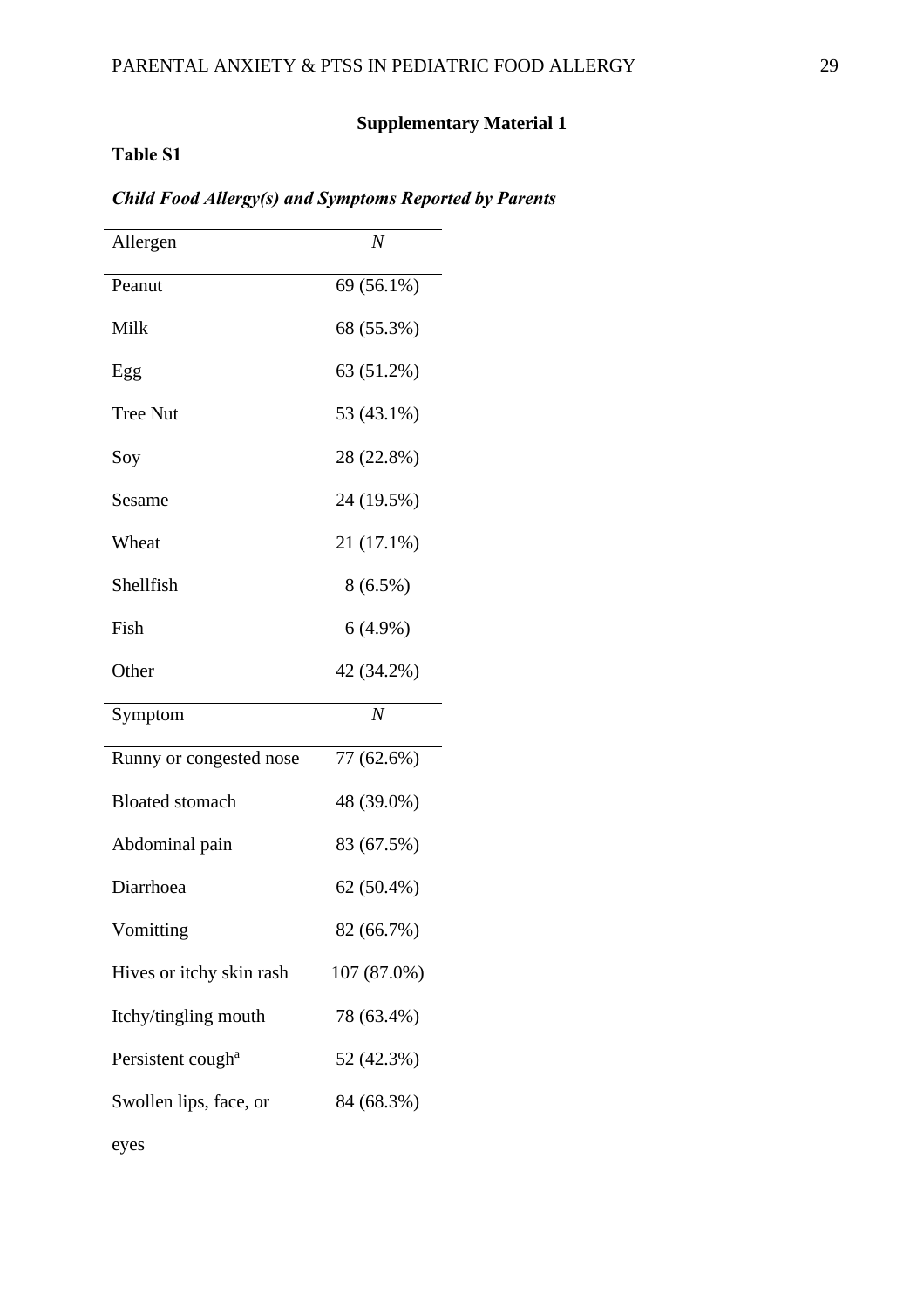## Supplementary Material 1

**Table S1**

***Child Food Allergy(s) and Symptoms Reported by Parents***

| Allergen | *N* |
|---|---|
| Peanut | 69 (56.1%) |
| Milk | 68 (55.3%) |
| Egg | 63 (51.2%) |
| Tree Nut | 53 (43.1%) |
| Soy | 28 (22.8%) |
| Sesame | 24 (19.5%) |
| Wheat | 21 (17.1%) |
| Shellfish | 8 (6.5%) |
| Fish | 6 (4.9%) |
| Other | 42 (34.2%) |
| **Symptom** | ***N*** |
| Runny or congested nose | 77 (62.6%) |
| Bloated stomach | 48 (39.0%) |
| Abdominal pain | 83 (67.5%) |
| Diarrhoea | 62 (50.4%) |
| Vomitting | 82 (66.7%) |
| Hives or itchy skin rash | 107 (87.0%) |
| Itchy/tingling mouth | 78 (63.4%) |
| Persistent cough[a] | 52 (42.3%) |
| Swollen lips, face, or eyes | 84 (68.3%) |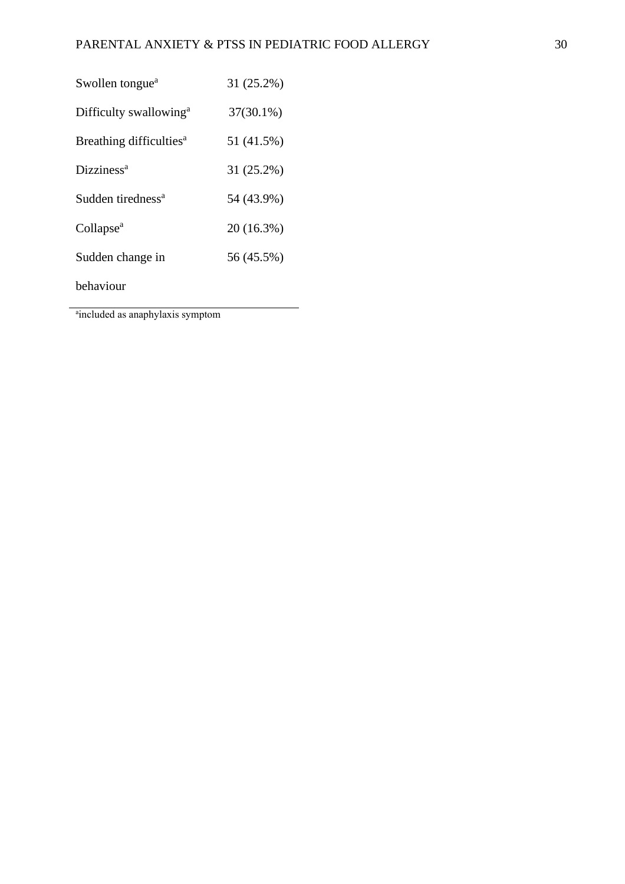| | |
|---|---|
| Swollen tongue[a] | 31 (25.2%) |
| Difficulty swallowing[a] | 37(30.1%) |
| Breathing difficulties[a] | 51 (41.5%) |
| Dizziness[a] | 31 (25.2%) |
| Sudden tiredness[a] | 54 (43.9%) |
| Collapse[a] | 20 (16.3%) |
| Sudden change in behaviour | 56 (45.5%) |

[a]included as anaphylaxis symptom